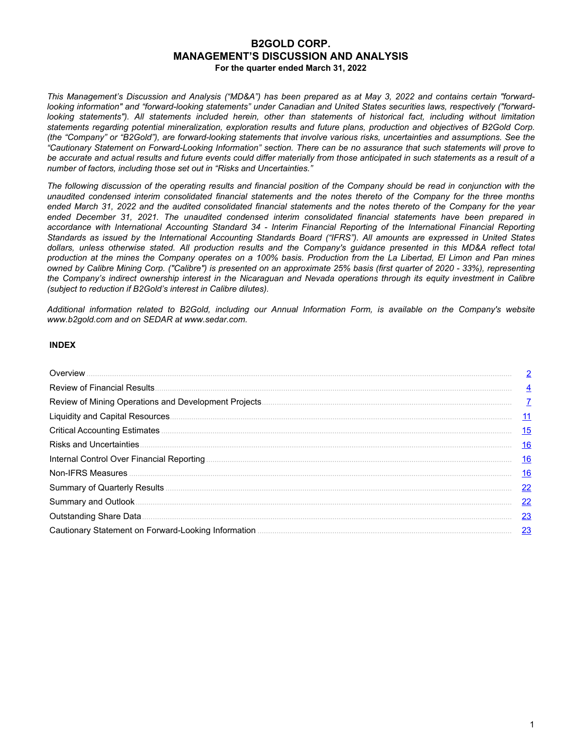# B2GOLD CORP.
# MANAGEMENT'S DISCUSSION AND ANALYSIS
**For the quarter ended March 31, 2022**

*This Management's Discussion and Analysis ("MD&A") has been prepared as at May 3, 2022 and contains certain "forward-looking information" and "forward-looking statements" under Canadian and United States securities laws, respectively ("forward-looking statements"). All statements included herein, other than statements of historical fact, including without limitation statements regarding potential mineralization, exploration results and future plans, production and objectives of B2Gold Corp. (the "Company" or "B2Gold"), are forward-looking statements that involve various risks, uncertainties and assumptions. See the "Cautionary Statement on Forward-Looking Information" section. There can be no assurance that such statements will prove to be accurate and actual results and future events could differ materially from those anticipated in such statements as a result of a number of factors, including those set out in "Risks and Uncertainties."*

*The following discussion of the operating results and financial position of the Company should be read in conjunction with the unaudited condensed interim consolidated financial statements and the notes thereto of the Company for the three months ended March 31, 2022 and the audited consolidated financial statements and the notes thereto of the Company for the year ended December 31, 2021. The unaudited condensed interim consolidated financial statements have been prepared in accordance with International Accounting Standard 34 - Interim Financial Reporting of the International Financial Reporting Standards as issued by the International Accounting Standards Board ("IFRS"). All amounts are expressed in United States dollars, unless otherwise stated. All production results and the Company's guidance presented in this MD&A reflect total production at the mines the Company operates on a 100% basis. Production from the La Libertad, El Limon and Pan mines owned by Calibre Mining Corp. ("Calibre") is presented on an approximate 25% basis (first quarter of 2020 - 33%), representing the Company's indirect ownership interest in the Nicaraguan and Nevada operations through its equity investment in Calibre (subject to reduction if B2Gold's interest in Calibre dilutes).*

*Additional information related to B2Gold, including our Annual Information Form, is available on the Company's website www.b2gold.com and on SEDAR at www.sedar.com.*

**INDEX**

| | |
|---|---|
| Overview | 2 |
| Review of Financial Results | 4 |
| Review of Mining Operations and Development Projects | 7 |
| Liquidity and Capital Resources | 11 |
| Critical Accounting Estimates | 15 |
| Risks and Uncertainties | 16 |
| Internal Control Over Financial Reporting | 16 |
| Non-IFRS Measures | 16 |
| Summary of Quarterly Results | 22 |
| Summary and Outlook | 22 |
| Outstanding Share Data | 23 |
| Cautionary Statement on Forward-Looking Information | 23 |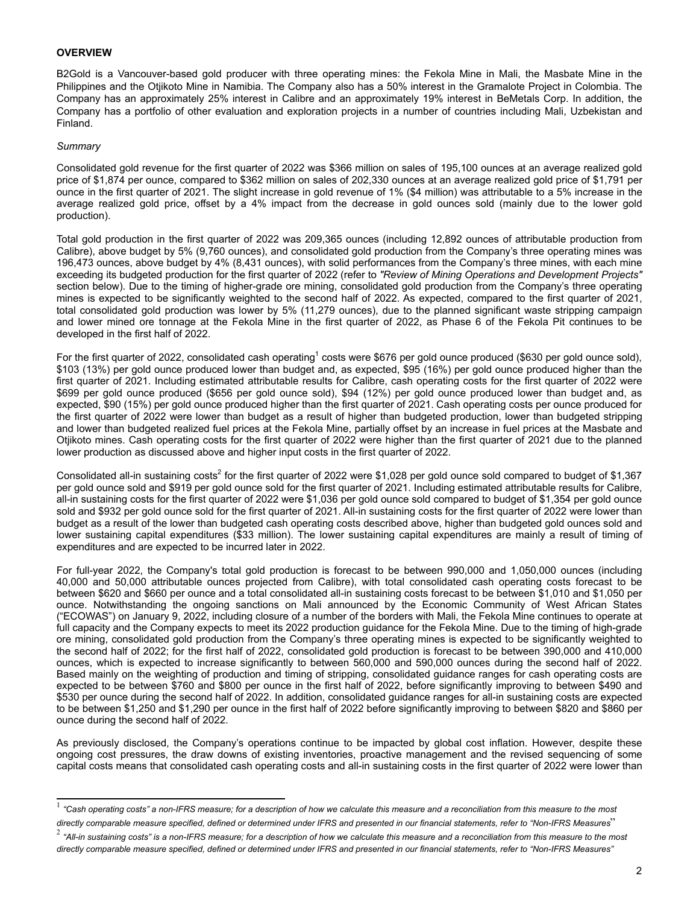## OVERVIEW

B2Gold is a Vancouver-based gold producer with three operating mines: the Fekola Mine in Mali, the Masbate Mine in the Philippines and the Otjikoto Mine in Namibia. The Company also has a 50% interest in the Gramalote Project in Colombia. The Company has an approximately 25% interest in Calibre and an approximately 19% interest in BeMetals Corp. In addition, the Company has a portfolio of other evaluation and exploration projects in a number of countries including Mali, Uzbekistan and Finland.

*Summary*

Consolidated gold revenue for the first quarter of 2022 was $366 million on sales of 195,100 ounces at an average realized gold price of $1,874 per ounce, compared to $362 million on sales of 202,330 ounces at an average realized gold price of $1,791 per ounce in the first quarter of 2021. The slight increase in gold revenue of 1% ($4 million) was attributable to a 5% increase in the average realized gold price, offset by a 4% impact from the decrease in gold ounces sold (mainly due to the lower gold production).

Total gold production in the first quarter of 2022 was 209,365 ounces (including 12,892 ounces of attributable production from Calibre), above budget by 5% (9,760 ounces), and consolidated gold production from the Company's three operating mines was 196,473 ounces, above budget by 4% (8,431 ounces), with solid performances from the Company's three mines, with each mine exceeding its budgeted production for the first quarter of 2022 (refer to *"Review of Mining Operations and Development Projects"* section below). Due to the timing of higher-grade ore mining, consolidated gold production from the Company's three operating mines is expected to be significantly weighted to the second half of 2022. As expected, compared to the first quarter of 2021, total consolidated gold production was lower by 5% (11,279 ounces), due to the planned significant waste stripping campaign and lower mined ore tonnage at the Fekola Mine in the first quarter of 2022, as Phase 6 of the Fekola Pit continues to be developed in the first half of 2022.

For the first quarter of 2022, consolidated cash operating[1] costs were $676 per gold ounce produced ($630 per gold ounce sold), $103 (13%) per gold ounce produced lower than budget and, as expected, $95 (16%) per gold ounce produced higher than the first quarter of 2021. Including estimated attributable results for Calibre, cash operating costs for the first quarter of 2022 were $699 per gold ounce produced ($656 per gold ounce sold), $94 (12%) per gold ounce produced lower than budget and, as expected, $90 (15%) per gold ounce produced higher than the first quarter of 2021. Cash operating costs per ounce produced for the first quarter of 2022 were lower than budget as a result of higher than budgeted production, lower than budgeted stripping and lower than budgeted realized fuel prices at the Fekola Mine, partially offset by an increase in fuel prices at the Masbate and Otjikoto mines. Cash operating costs for the first quarter of 2022 were higher than the first quarter of 2021 due to the planned lower production as discussed above and higher input costs in the first quarter of 2022.

Consolidated all-in sustaining costs[2] for the first quarter of 2022 were $1,028 per gold ounce sold compared to budget of $1,367 per gold ounce sold and $919 per gold ounce sold for the first quarter of 2021. Including estimated attributable results for Calibre, all-in sustaining costs for the first quarter of 2022 were $1,036 per gold ounce sold compared to budget of $1,354 per gold ounce sold and $932 per gold ounce sold for the first quarter of 2021. All-in sustaining costs for the first quarter of 2022 were lower than budget as a result of the lower than budgeted cash operating costs described above, higher than budgeted gold ounces sold and lower sustaining capital expenditures ($33 million). The lower sustaining capital expenditures are mainly a result of timing of expenditures and are expected to be incurred later in 2022.

For full-year 2022, the Company's total gold production is forecast to be between 990,000 and 1,050,000 ounces (including 40,000 and 50,000 attributable ounces projected from Calibre), with total consolidated cash operating costs forecast to be between $620 and $660 per ounce and a total consolidated all-in sustaining costs forecast to be between $1,010 and $1,050 per ounce. Notwithstanding the ongoing sanctions on Mali announced by the Economic Community of West African States ("ECOWAS") on January 9, 2022, including closure of a number of the borders with Mali, the Fekola Mine continues to operate at full capacity and the Company expects to meet its 2022 production guidance for the Fekola Mine. Due to the timing of high-grade ore mining, consolidated gold production from the Company's three operating mines is expected to be significantly weighted to the second half of 2022; for the first half of 2022, consolidated gold production is forecast to be between 390,000 and 410,000 ounces, which is expected to increase significantly to between 560,000 and 590,000 ounces during the second half of 2022. Based mainly on the weighting of production and timing of stripping, consolidated guidance ranges for cash operating costs are expected to be between $760 and $800 per ounce in the first half of 2022, before significantly improving to between $490 and $530 per ounce during the second half of 2022. In addition, consolidated guidance ranges for all-in sustaining costs are expected to be between $1,250 and $1,290 per ounce in the first half of 2022 before significantly improving to between $820 and $860 per ounce during the second half of 2022.

As previously disclosed, the Company's operations continue to be impacted by global cost inflation. However, despite these ongoing cost pressures, the draw downs of existing inventories, proactive management and the revised sequencing of some capital costs means that consolidated cash operating costs and all-in sustaining costs in the first quarter of 2022 were lower than

---

[1] *"Cash operating costs" a non-IFRS measure; for a description of how we calculate this measure and a reconciliation from this measure to the most directly comparable measure specified, defined or determined under IFRS and presented in our financial statements, refer to "Non-IFRS Measures"*

[2] *"All-in sustaining costs" is a non-IFRS measure; for a description of how we calculate this measure and a reconciliation from this measure to the most directly comparable measure specified, defined or determined under IFRS and presented in our financial statements, refer to "Non-IFRS Measures"*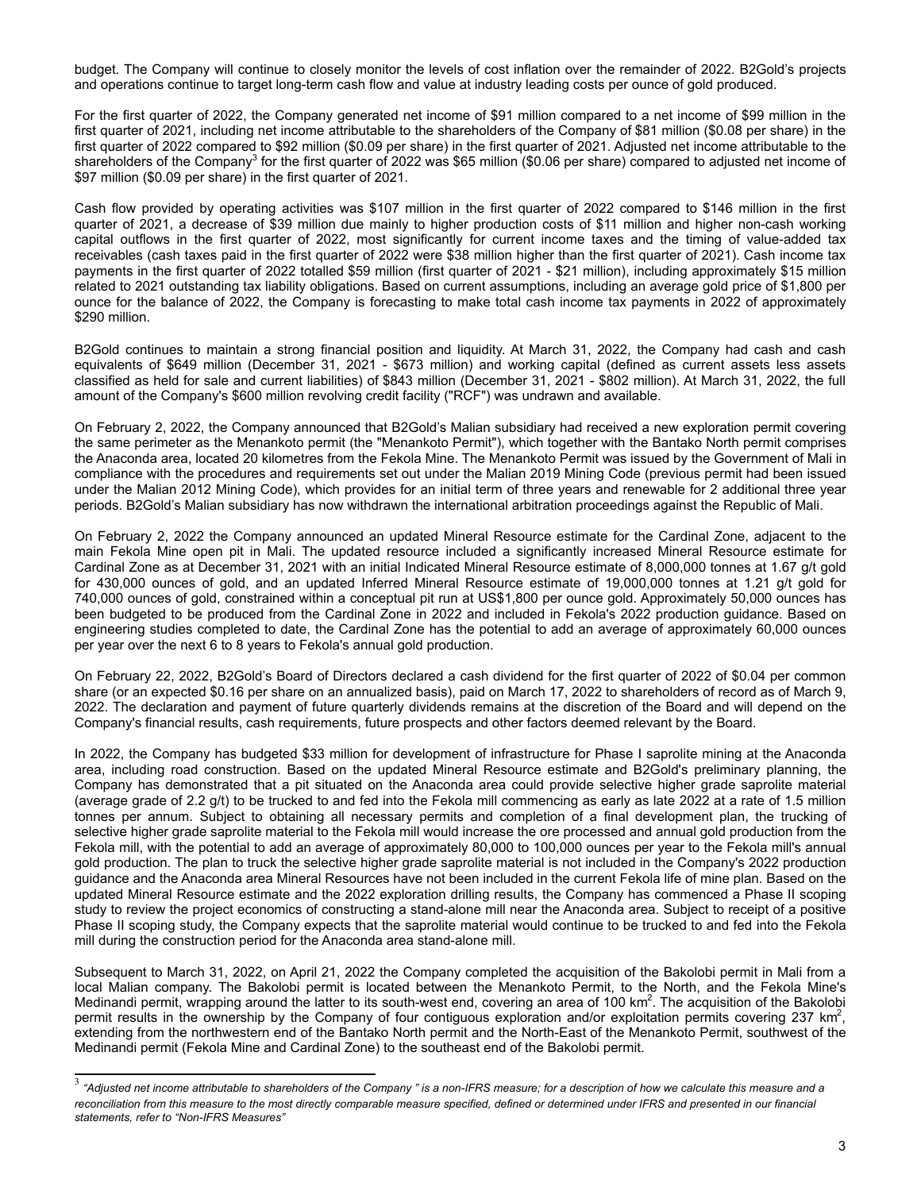budget. The Company will continue to closely monitor the levels of cost inflation over the remainder of 2022. B2Gold's projects and operations continue to target long-term cash flow and value at industry leading costs per ounce of gold produced.

For the first quarter of 2022, the Company generated net income of $91 million compared to a net income of $99 million in the first quarter of 2021, including net income attributable to the shareholders of the Company of $81 million ($0.08 per share) in the first quarter of 2022 compared to $92 million ($0.09 per share) in the first quarter of 2021. Adjusted net income attributable to the shareholders of the Company[3] for the first quarter of 2022 was $65 million ($0.06 per share) compared to adjusted net income of $97 million ($0.09 per share) in the first quarter of 2021.

Cash flow provided by operating activities was $107 million in the first quarter of 2022 compared to $146 million in the first quarter of 2021, a decrease of $39 million due mainly to higher production costs of $11 million and higher non-cash working capital outflows in the first quarter of 2022, most significantly for current income taxes and the timing of value-added tax receivables (cash taxes paid in the first quarter of 2022 were $38 million higher than the first quarter of 2021). Cash income tax payments in the first quarter of 2022 totalled $59 million (first quarter of 2021 - $21 million), including approximately $15 million related to 2021 outstanding tax liability obligations. Based on current assumptions, including an average gold price of $1,800 per ounce for the balance of 2022, the Company is forecasting to make total cash income tax payments in 2022 of approximately $290 million.

B2Gold continues to maintain a strong financial position and liquidity. At March 31, 2022, the Company had cash and cash equivalents of $649 million (December 31, 2021 - $673 million) and working capital (defined as current assets less assets classified as held for sale and current liabilities) of $843 million (December 31, 2021 - $802 million). At March 31, 2022, the full amount of the Company's $600 million revolving credit facility ("RCF") was undrawn and available.

On February 2, 2022, the Company announced that B2Gold's Malian subsidiary had received a new exploration permit covering the same perimeter as the Menankoto permit (the "Menankoto Permit"), which together with the Bantako North permit comprises the Anaconda area, located 20 kilometres from the Fekola Mine. The Menankoto Permit was issued by the Government of Mali in compliance with the procedures and requirements set out under the Malian 2019 Mining Code (previous permit had been issued under the Malian 2012 Mining Code), which provides for an initial term of three years and renewable for 2 additional three year periods. B2Gold's Malian subsidiary has now withdrawn the international arbitration proceedings against the Republic of Mali.

On February 2, 2022 the Company announced an updated Mineral Resource estimate for the Cardinal Zone, adjacent to the main Fekola Mine open pit in Mali. The updated resource included a significantly increased Mineral Resource estimate for Cardinal Zone as at December 31, 2021 with an initial Indicated Mineral Resource estimate of 8,000,000 tonnes at 1.67 g/t gold for 430,000 ounces of gold, and an updated Inferred Mineral Resource estimate of 19,000,000 tonnes at 1.21 g/t gold for 740,000 ounces of gold, constrained within a conceptual pit run at US$1,800 per ounce gold. Approximately 50,000 ounces has been budgeted to be produced from the Cardinal Zone in 2022 and included in Fekola's 2022 production guidance. Based on engineering studies completed to date, the Cardinal Zone has the potential to add an average of approximately 60,000 ounces per year over the next 6 to 8 years to Fekola's annual gold production.

On February 22, 2022, B2Gold's Board of Directors declared a cash dividend for the first quarter of 2022 of $0.04 per common share (or an expected $0.16 per share on an annualized basis), paid on March 17, 2022 to shareholders of record as of March 9, 2022. The declaration and payment of future quarterly dividends remains at the discretion of the Board and will depend on the Company's financial results, cash requirements, future prospects and other factors deemed relevant by the Board.

In 2022, the Company has budgeted $33 million for development of infrastructure for Phase I saprolite mining at the Anaconda area, including road construction. Based on the updated Mineral Resource estimate and B2Gold's preliminary planning, the Company has demonstrated that a pit situated on the Anaconda area could provide selective higher grade saprolite material (average grade of 2.2 g/t) to be trucked to and fed into the Fekola mill commencing as early as late 2022 at a rate of 1.5 million tonnes per annum. Subject to obtaining all necessary permits and completion of a final development plan, the trucking of selective higher grade saprolite material to the Fekola mill would increase the ore processed and annual gold production from the Fekola mill, with the potential to add an average of approximately 80,000 to 100,000 ounces per year to the Fekola mill's annual gold production. The plan to truck the selective higher grade saprolite material is not included in the Company's 2022 production guidance and the Anaconda area Mineral Resources have not been included in the current Fekola life of mine plan. Based on the updated Mineral Resource estimate and the 2022 exploration drilling results, the Company has commenced a Phase II scoping study to review the project economics of constructing a stand-alone mill near the Anaconda area. Subject to receipt of a positive Phase II scoping study, the Company expects that the saprolite material would continue to be trucked to and fed into the Fekola mill during the construction period for the Anaconda area stand-alone mill.

Subsequent to March 31, 2022, on April 21, 2022 the Company completed the acquisition of the Bakolobi permit in Mali from a local Malian company. The Bakolobi permit is located between the Menankoto Permit, to the North, and the Fekola Mine's Medinandi permit, wrapping around the latter to its south-west end, covering an area of 100 $km^2$. The acquisition of the Bakolobi permit results in the ownership by the Company of four contiguous exploration and/or exploitation permits covering 237 $km^2$, extending from the northwestern end of the Bantako North permit and the North-East of the Menankoto Permit, southwest of the Medinandi permit (Fekola Mine and Cardinal Zone) to the southeast end of the Bakolobi permit.

[3] *"Adjusted net income attributable to shareholders of the Company " is a non-IFRS measure; for a description of how we calculate this measure and a reconciliation from this measure to the most directly comparable measure specified, defined or determined under IFRS and presented in our financial statements, refer to "Non-IFRS Measures"*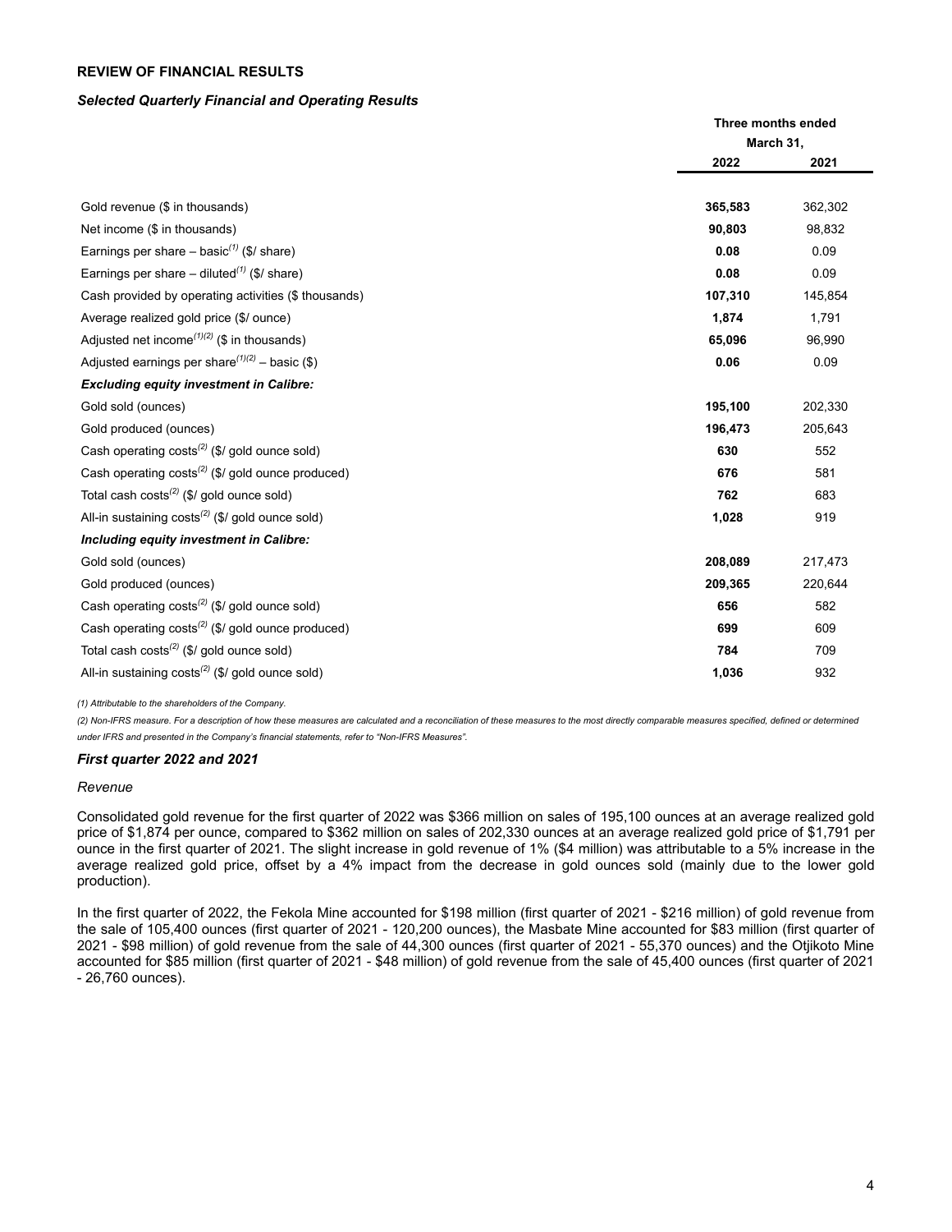## REVIEW OF FINANCIAL RESULTS

### *Selected Quarterly Financial and Operating Results*

| | Three months ended March 31, | |
|---|---|---|
| | **2022** | **2021** |
| Gold revenue ($ in thousands) | **365,583** | 362,302 |
| Net income ($ in thousands) | **90,803** | 98,832 |
| Earnings per share – basic[(1)] ($/ share) | **0.08** | 0.09 |
| Earnings per share – diluted[(1)] ($/ share) | **0.08** | 0.09 |
| Cash provided by operating activities ($ thousands) | **107,310** | 145,854 |
| Average realized gold price ($/ ounce) | **1,874** | 1,791 |
| Adjusted net income[(1)(2)] ($ in thousands) | **65,096** | 96,990 |
| Adjusted earnings per share[(1)(2)] – basic ($) | **0.06** | 0.09 |
| ***Excluding equity investment in Calibre:*** | | |
| Gold sold (ounces) | **195,100** | 202,330 |
| Gold produced (ounces) | **196,473** | 205,643 |
| Cash operating costs[(2)] ($/ gold ounce sold) | **630** | 552 |
| Cash operating costs[(2)] ($/ gold ounce produced) | **676** | 581 |
| Total cash costs[(2)] ($/ gold ounce sold) | **762** | 683 |
| All-in sustaining costs[(2)] ($/ gold ounce sold) | **1,028** | 919 |
| ***Including equity investment in Calibre:*** | | |
| Gold sold (ounces) | **208,089** | 217,473 |
| Gold produced (ounces) | **209,365** | 220,644 |
| Cash operating costs[(2)] ($/ gold ounce sold) | **656** | 582 |
| Cash operating costs[(2)] ($/ gold ounce produced) | **699** | 609 |
| Total cash costs[(2)] ($/ gold ounce sold) | **784** | 709 |
| All-in sustaining costs[(2)] ($/ gold ounce sold) | **1,036** | 932 |

*(1) Attributable to the shareholders of the Company.*

*(2) Non-IFRS measure. For a description of how these measures are calculated and a reconciliation of these measures to the most directly comparable measures specified, defined or determined under IFRS and presented in the Company's financial statements, refer to "Non-IFRS Measures".*

### *First quarter 2022 and 2021*

*Revenue*

Consolidated gold revenue for the first quarter of 2022 was $366 million on sales of 195,100 ounces at an average realized gold price of $1,874 per ounce, compared to $362 million on sales of 202,330 ounces at an average realized gold price of $1,791 per ounce in the first quarter of 2021. The slight increase in gold revenue of 1% ($4 million) was attributable to a 5% increase in the average realized gold price, offset by a 4% impact from the decrease in gold ounces sold (mainly due to the lower gold production).

In the first quarter of 2022, the Fekola Mine accounted for $198 million (first quarter of 2021 - $216 million) of gold revenue from the sale of 105,400 ounces (first quarter of 2021 - 120,200 ounces), the Masbate Mine accounted for $83 million (first quarter of 2021 - $98 million) of gold revenue from the sale of 44,300 ounces (first quarter of 2021 - 55,370 ounces) and the Otjikoto Mine accounted for $85 million (first quarter of 2021 - $48 million) of gold revenue from the sale of 45,400 ounces (first quarter of 2021 - 26,760 ounces).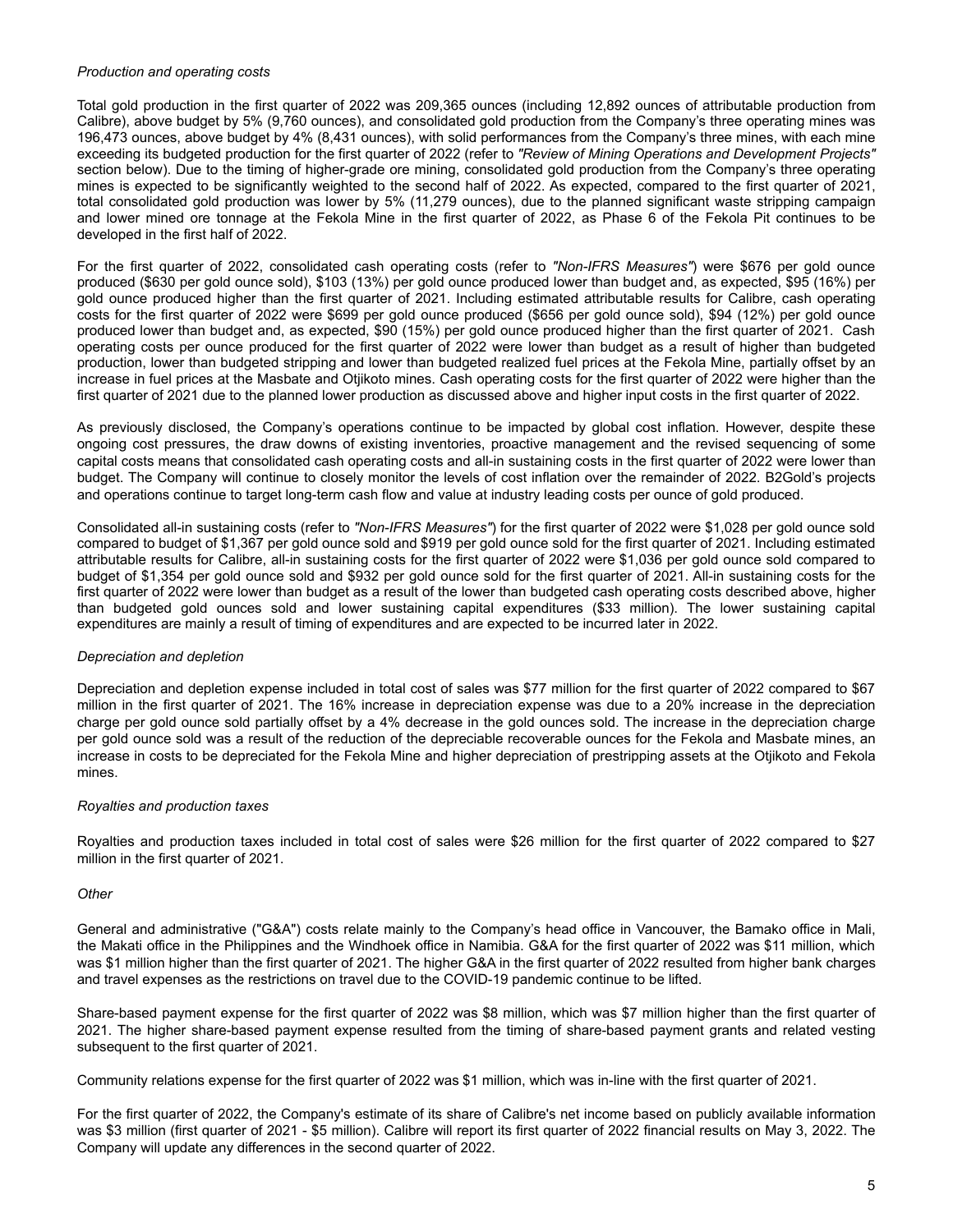*Production and operating costs*

Total gold production in the first quarter of 2022 was 209,365 ounces (including 12,892 ounces of attributable production from Calibre), above budget by 5% (9,760 ounces), and consolidated gold production from the Company's three operating mines was 196,473 ounces, above budget by 4% (8,431 ounces), with solid performances from the Company's three mines, with each mine exceeding its budgeted production for the first quarter of 2022 (refer to *"Review of Mining Operations and Development Projects"* section below). Due to the timing of higher-grade ore mining, consolidated gold production from the Company's three operating mines is expected to be significantly weighted to the second half of 2022. As expected, compared to the first quarter of 2021, total consolidated gold production was lower by 5% (11,279 ounces), due to the planned significant waste stripping campaign and lower mined ore tonnage at the Fekola Mine in the first quarter of 2022, as Phase 6 of the Fekola Pit continues to be developed in the first half of 2022.

For the first quarter of 2022, consolidated cash operating costs (refer to *"Non-IFRS Measures"*) were $676 per gold ounce produced ($630 per gold ounce sold), $103 (13%) per gold ounce produced lower than budget and, as expected, $95 (16%) per gold ounce produced higher than the first quarter of 2021. Including estimated attributable results for Calibre, cash operating costs for the first quarter of 2022 were $699 per gold ounce produced ($656 per gold ounce sold), $94 (12%) per gold ounce produced lower than budget and, as expected, $90 (15%) per gold ounce produced higher than the first quarter of 2021. Cash operating costs per ounce produced for the first quarter of 2022 were lower than budget as a result of higher than budgeted production, lower than budgeted stripping and lower than budgeted realized fuel prices at the Fekola Mine, partially offset by an increase in fuel prices at the Masbate and Otjikoto mines. Cash operating costs for the first quarter of 2022 were higher than the first quarter of 2021 due to the planned lower production as discussed above and higher input costs in the first quarter of 2022.

As previously disclosed, the Company's operations continue to be impacted by global cost inflation. However, despite these ongoing cost pressures, the draw downs of existing inventories, proactive management and the revised sequencing of some capital costs means that consolidated cash operating costs and all-in sustaining costs in the first quarter of 2022 were lower than budget. The Company will continue to closely monitor the levels of cost inflation over the remainder of 2022. B2Gold's projects and operations continue to target long-term cash flow and value at industry leading costs per ounce of gold produced.

Consolidated all-in sustaining costs (refer to *"Non-IFRS Measures"*) for the first quarter of 2022 were $1,028 per gold ounce sold compared to budget of $1,367 per gold ounce sold and $919 per gold ounce sold for the first quarter of 2021. Including estimated attributable results for Calibre, all-in sustaining costs for the first quarter of 2022 were $1,036 per gold ounce sold compared to budget of $1,354 per gold ounce sold and $932 per gold ounce sold for the first quarter of 2021. All-in sustaining costs for the first quarter of 2022 were lower than budget as a result of the lower than budgeted cash operating costs described above, higher than budgeted gold ounces sold and lower sustaining capital expenditures ($33 million). The lower sustaining capital expenditures are mainly a result of timing of expenditures and are expected to be incurred later in 2022.

*Depreciation and depletion*

Depreciation and depletion expense included in total cost of sales was $77 million for the first quarter of 2022 compared to $67 million in the first quarter of 2021. The 16% increase in depreciation expense was due to a 20% increase in the depreciation charge per gold ounce sold partially offset by a 4% decrease in the gold ounces sold. The increase in the depreciation charge per gold ounce sold was a result of the reduction of the depreciable recoverable ounces for the Fekola and Masbate mines, an increase in costs to be depreciated for the Fekola Mine and higher depreciation of prestripping assets at the Otjikoto and Fekola mines.

*Royalties and production taxes*

Royalties and production taxes included in total cost of sales were $26 million for the first quarter of 2022 compared to $27 million in the first quarter of 2021.

*Other*

General and administrative ("G&A") costs relate mainly to the Company's head office in Vancouver, the Bamako office in Mali, the Makati office in the Philippines and the Windhoek office in Namibia. G&A for the first quarter of 2022 was $11 million, which was $1 million higher than the first quarter of 2021. The higher G&A in the first quarter of 2022 resulted from higher bank charges and travel expenses as the restrictions on travel due to the COVID-19 pandemic continue to be lifted.

Share-based payment expense for the first quarter of 2022 was $8 million, which was $7 million higher than the first quarter of 2021. The higher share-based payment expense resulted from the timing of share-based payment grants and related vesting subsequent to the first quarter of 2021.

Community relations expense for the first quarter of 2022 was $1 million, which was in-line with the first quarter of 2021.

For the first quarter of 2022, the Company's estimate of its share of Calibre's net income based on publicly available information was $3 million (first quarter of 2021 - $5 million). Calibre will report its first quarter of 2022 financial results on May 3, 2022. The Company will update any differences in the second quarter of 2022.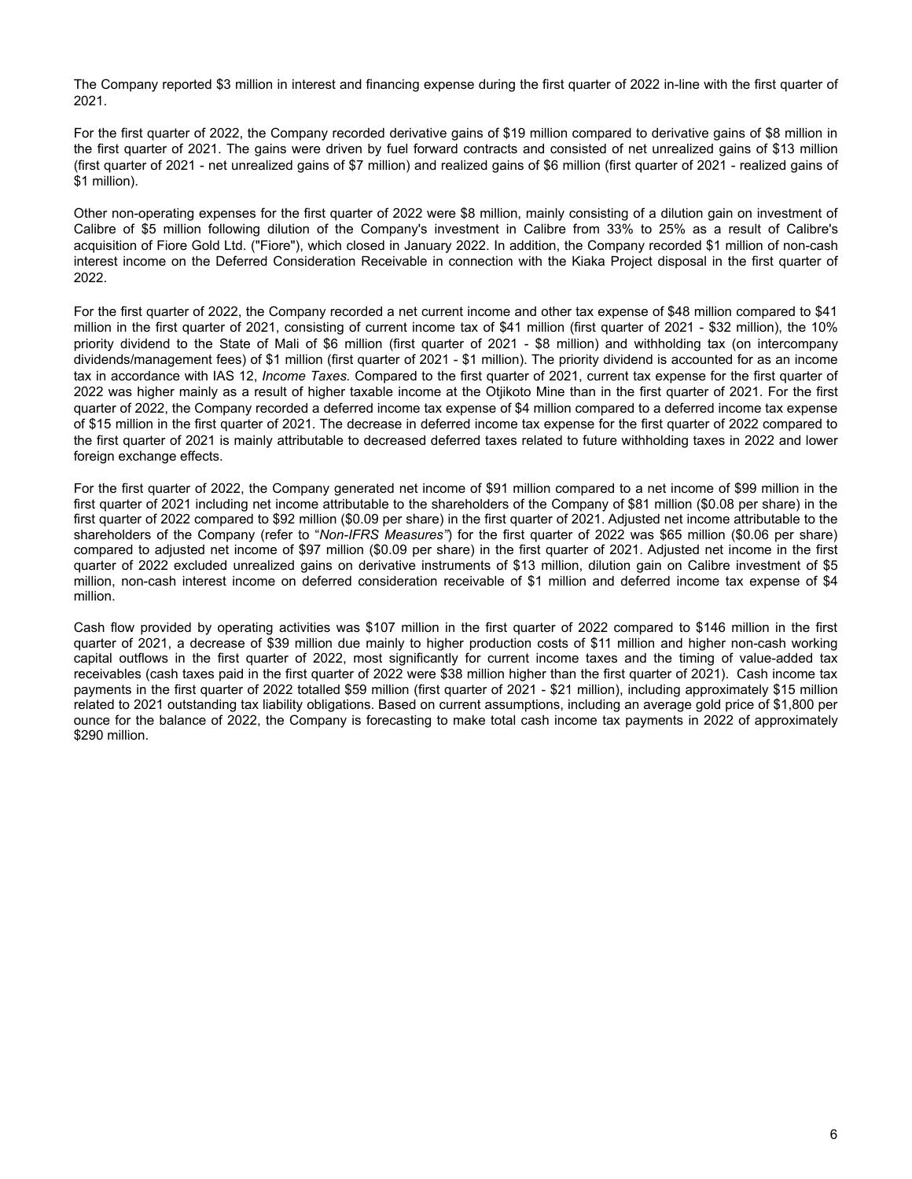The Company reported $3 million in interest and financing expense during the first quarter of 2022 in-line with the first quarter of 2021.

For the first quarter of 2022, the Company recorded derivative gains of $19 million compared to derivative gains of $8 million in the first quarter of 2021. The gains were driven by fuel forward contracts and consisted of net unrealized gains of $13 million (first quarter of 2021 - net unrealized gains of $7 million) and realized gains of $6 million (first quarter of 2021 - realized gains of $1 million).

Other non-operating expenses for the first quarter of 2022 were $8 million, mainly consisting of a dilution gain on investment of Calibre of $5 million following dilution of the Company's investment in Calibre from 33% to 25% as a result of Calibre's acquisition of Fiore Gold Ltd. ("Fiore"), which closed in January 2022. In addition, the Company recorded $1 million of non-cash interest income on the Deferred Consideration Receivable in connection with the Kiaka Project disposal in the first quarter of 2022.

For the first quarter of 2022, the Company recorded a net current income and other tax expense of $48 million compared to $41 million in the first quarter of 2021, consisting of current income tax of $41 million (first quarter of 2021 - $32 million), the 10% priority dividend to the State of Mali of $6 million (first quarter of 2021 - $8 million) and withholding tax (on intercompany dividends/management fees) of $1 million (first quarter of 2021 - $1 million). The priority dividend is accounted for as an income tax in accordance with IAS 12, *Income Taxes.* Compared to the first quarter of 2021, current tax expense for the first quarter of 2022 was higher mainly as a result of higher taxable income at the Otjikoto Mine than in the first quarter of 2021. For the first quarter of 2022, the Company recorded a deferred income tax expense of $4 million compared to a deferred income tax expense of $15 million in the first quarter of 2021. The decrease in deferred income tax expense for the first quarter of 2022 compared to the first quarter of 2021 is mainly attributable to decreased deferred taxes related to future withholding taxes in 2022 and lower foreign exchange effects.

For the first quarter of 2022, the Company generated net income of $91 million compared to a net income of $99 million in the first quarter of 2021 including net income attributable to the shareholders of the Company of $81 million ($0.08 per share) in the first quarter of 2022 compared to $92 million ($0.09 per share) in the first quarter of 2021. Adjusted net income attributable to the shareholders of the Company (refer to "*Non-IFRS Measures"*) for the first quarter of 2022 was $65 million ($0.06 per share) compared to adjusted net income of $97 million ($0.09 per share) in the first quarter of 2021. Adjusted net income in the first quarter of 2022 excluded unrealized gains on derivative instruments of $13 million, dilution gain on Calibre investment of $5 million, non-cash interest income on deferred consideration receivable of $1 million and deferred income tax expense of $4 million.

Cash flow provided by operating activities was $107 million in the first quarter of 2022 compared to $146 million in the first quarter of 2021, a decrease of $39 million due mainly to higher production costs of $11 million and higher non-cash working capital outflows in the first quarter of 2022, most significantly for current income taxes and the timing of value-added tax receivables (cash taxes paid in the first quarter of 2022 were $38 million higher than the first quarter of 2021). Cash income tax payments in the first quarter of 2022 totalled $59 million (first quarter of 2021 - $21 million), including approximately $15 million related to 2021 outstanding tax liability obligations. Based on current assumptions, including an average gold price of $1,800 per ounce for the balance of 2022, the Company is forecasting to make total cash income tax payments in 2022 of approximately $290 million.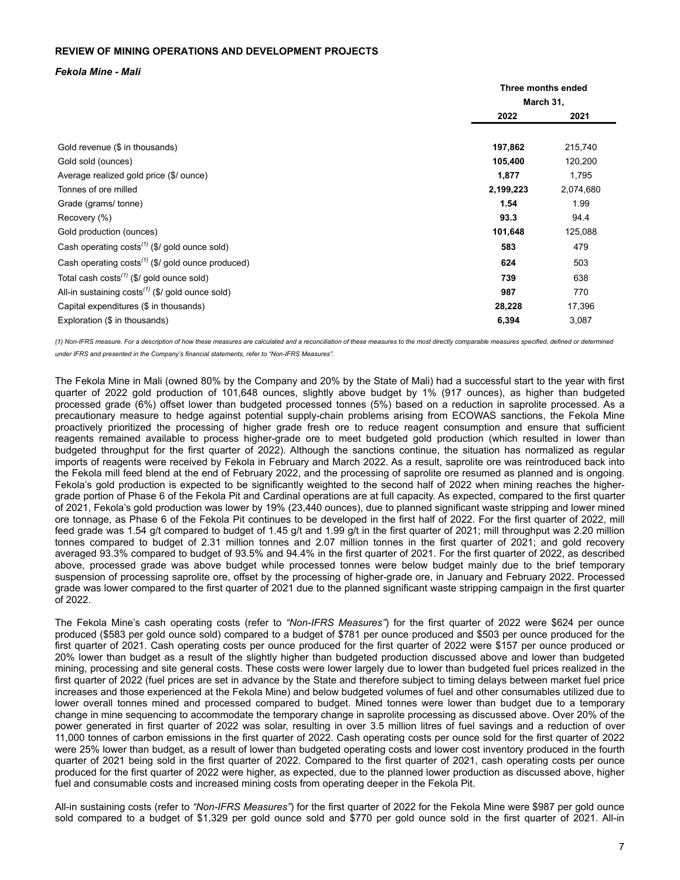**REVIEW OF MINING OPERATIONS AND DEVELOPMENT PROJECTS**

***Fekola Mine - Mali***

| | Three months ended March 31, | |
|---|---|---|
| | **2022** | **2021** |
| Gold revenue ($ in thousands) | **197,862** | 215,740 |
| Gold sold (ounces) | **105,400** | 120,200 |
| Average realized gold price ($/ ounce) | **1,877** | 1,795 |
| Tonnes of ore milled | **2,199,223** | 2,074,680 |
| Grade (grams/ tonne) | **1.54** | 1.99 |
| Recovery (%) | **93.3** | 94.4 |
| Gold production (ounces) | **101,648** | 125,088 |
| Cash operating costs[(1)] ($/ gold ounce sold) | **583** | 479 |
| Cash operating costs[(1)] ($/ gold ounce produced) | **624** | 503 |
| Total cash costs[(1)] ($/ gold ounce sold) | **739** | 638 |
| All-in sustaining costs[(1)] ($/ gold ounce sold) | **987** | 770 |
| Capital expenditures ($ in thousands) | **28,228** | 17,396 |
| Exploration ($ in thousands) | **6,394** | 3,087 |

*(1) Non-IFRS measure. For a description of how these measures are calculated and a reconciliation of these measures to the most directly comparable measures specified, defined or determined under IFRS and presented in the Company's financial statements, refer to "Non-IFRS Measures".*

The Fekola Mine in Mali (owned 80% by the Company and 20% by the State of Mali) had a successful start to the year with first quarter of 2022 gold production of 101,648 ounces, slightly above budget by 1% (917 ounces), as higher than budgeted processed grade (6%) offset lower than budgeted processed tonnes (5%) based on a reduction in saprolite processed. As a precautionary measure to hedge against potential supply-chain problems arising from ECOWAS sanctions, the Fekola Mine proactively prioritized the processing of higher grade fresh ore to reduce reagent consumption and ensure that sufficient reagents remained available to process higher-grade ore to meet budgeted gold production (which resulted in lower than budgeted throughput for the first quarter of 2022). Although the sanctions continue, the situation has normalized as regular imports of reagents were received by Fekola in February and March 2022. As a result, saprolite ore was reintroduced back into the Fekola mill feed blend at the end of February 2022, and the processing of saprolite ore resumed as planned and is ongoing. Fekola's gold production is expected to be significantly weighted to the second half of 2022 when mining reaches the higher-grade portion of Phase 6 of the Fekola Pit and Cardinal operations are at full capacity. As expected, compared to the first quarter of 2021, Fekola's gold production was lower by 19% (23,440 ounces), due to planned significant waste stripping and lower mined ore tonnage, as Phase 6 of the Fekola Pit continues to be developed in the first half of 2022. For the first quarter of 2022, mill feed grade was 1.54 g/t compared to budget of 1.45 g/t and 1.99 g/t in the first quarter of 2021; mill throughput was 2.20 million tonnes compared to budget of 2.31 million tonnes and 2.07 million tonnes in the first quarter of 2021; and gold recovery averaged 93.3% compared to budget of 93.5% and 94.4% in the first quarter of 2021. For the first quarter of 2022, as described above, processed grade was above budget while processed tonnes were below budget mainly due to the brief temporary suspension of processing saprolite ore, offset by the processing of higher-grade ore, in January and February 2022. Processed grade was lower compared to the first quarter of 2021 due to the planned significant waste stripping campaign in the first quarter of 2022.

The Fekola Mine's cash operating costs (refer to *"Non-IFRS Measures"*) for the first quarter of 2022 were $624 per ounce produced ($583 per gold ounce sold) compared to a budget of $781 per ounce produced and $503 per ounce produced for the first quarter of 2021. Cash operating costs per ounce produced for the first quarter of 2022 were $157 per ounce produced or 20% lower than budget as a result of the slightly higher than budgeted production discussed above and lower than budgeted mining, processing and site general costs. These costs were lower largely due to lower than budgeted fuel prices realized in the first quarter of 2022 (fuel prices are set in advance by the State and therefore subject to timing delays between market fuel price increases and those experienced at the Fekola Mine) and below budgeted volumes of fuel and other consumables utilized due to lower overall tonnes mined and processed compared to budget. Mined tonnes were lower than budget due to a temporary change in mine sequencing to accommodate the temporary change in saprolite processing as discussed above. Over 20% of the power generated in first quarter of 2022 was solar, resulting in over 3.5 million litres of fuel savings and a reduction of over 11,000 tonnes of carbon emissions in the first quarter of 2022. Cash operating costs per ounce sold for the first quarter of 2022 were 25% lower than budget, as a result of lower than budgeted operating costs and lower cost inventory produced in the fourth quarter of 2021 being sold in the first quarter of 2022. Compared to the first quarter of 2021, cash operating costs per ounce produced for the first quarter of 2022 were higher, as expected, due to the planned lower production as discussed above, higher fuel and consumable costs and increased mining costs from operating deeper in the Fekola Pit.

All-in sustaining costs (refer to *"Non-IFRS Measures"*) for the first quarter of 2022 for the Fekola Mine were $987 per gold ounce sold compared to a budget of $1,329 per gold ounce sold and $770 per gold ounce sold in the first quarter of 2021. All-in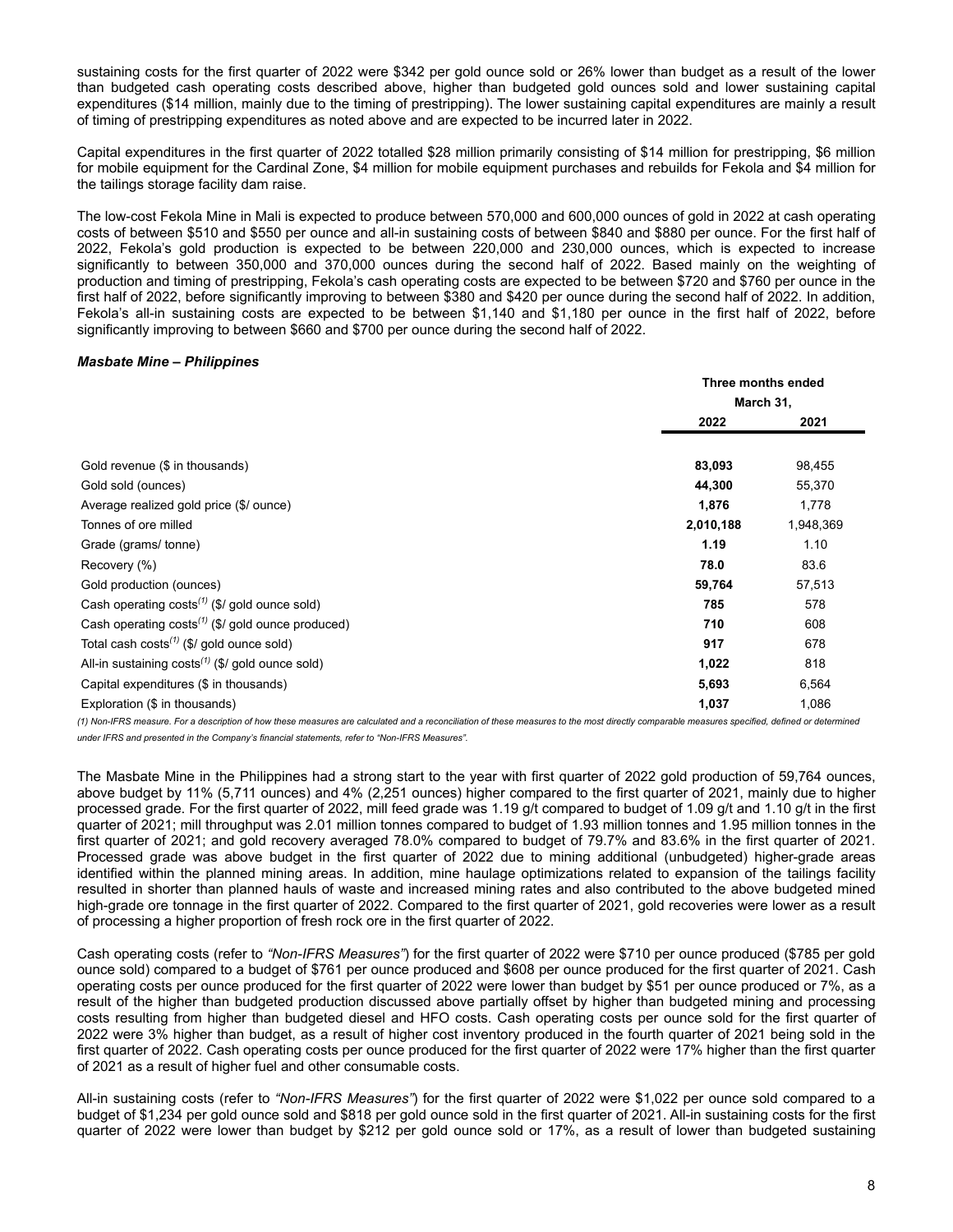sustaining costs for the first quarter of 2022 were $342 per gold ounce sold or 26% lower than budget as a result of the lower than budgeted cash operating costs described above, higher than budgeted gold ounces sold and lower sustaining capital expenditures ($14 million, mainly due to the timing of prestripping). The lower sustaining capital expenditures are mainly a result of timing of prestripping expenditures as noted above and are expected to be incurred later in 2022.

Capital expenditures in the first quarter of 2022 totalled $28 million primarily consisting of $14 million for prestripping, $6 million for mobile equipment for the Cardinal Zone, $4 million for mobile equipment purchases and rebuilds for Fekola and $4 million for the tailings storage facility dam raise.

The low-cost Fekola Mine in Mali is expected to produce between 570,000 and 600,000 ounces of gold in 2022 at cash operating costs of between $510 and $550 per ounce and all-in sustaining costs of between $840 and $880 per ounce. For the first half of 2022, Fekola's gold production is expected to be between 220,000 and 230,000 ounces, which is expected to increase significantly to between 350,000 and 370,000 ounces during the second half of 2022. Based mainly on the weighting of production and timing of prestripping, Fekola's cash operating costs are expected to be between $720 and $760 per ounce in the first half of 2022, before significantly improving to between $380 and $420 per ounce during the second half of 2022. In addition, Fekola's all-in sustaining costs are expected to be between $1,140 and $1,180 per ounce in the first half of 2022, before significantly improving to between $660 and $700 per ounce during the second half of 2022.

### *Masbate Mine – Philippines*

| | Three months ended March 31, | |
|---|---|---|
| | **2022** | **2021** |
| Gold revenue ($ in thousands) | **83,093** | 98,455 |
| Gold sold (ounces) | **44,300** | 55,370 |
| Average realized gold price ($/ ounce) | **1,876** | 1,778 |
| Tonnes of ore milled | **2,010,188** | 1,948,369 |
| Grade (grams/ tonne) | **1.19** | 1.10 |
| Recovery (%) | **78.0** | 83.6 |
| Gold production (ounces) | **59,764** | 57,513 |
| Cash operating costs(1) ($/ gold ounce sold) | **785** | 578 |
| Cash operating costs(1) ($/ gold ounce produced) | **710** | 608 |
| Total cash costs(1) ($/ gold ounce sold) | **917** | 678 |
| All-in sustaining costs(1) ($/ gold ounce sold) | **1,022** | 818 |
| Capital expenditures ($ in thousands) | **5,693** | 6,564 |
| Exploration ($ in thousands) | **1,037** | 1,086 |

*(1) Non-IFRS measure. For a description of how these measures are calculated and a reconciliation of these measures to the most directly comparable measures specified, defined or determined under IFRS and presented in the Company's financial statements, refer to "Non-IFRS Measures".*

The Masbate Mine in the Philippines had a strong start to the year with first quarter of 2022 gold production of 59,764 ounces, above budget by 11% (5,711 ounces) and 4% (2,251 ounces) higher compared to the first quarter of 2021, mainly due to higher processed grade. For the first quarter of 2022, mill feed grade was 1.19 g/t compared to budget of 1.09 g/t and 1.10 g/t in the first quarter of 2021; mill throughput was 2.01 million tonnes compared to budget of 1.93 million tonnes and 1.95 million tonnes in the first quarter of 2021; and gold recovery averaged 78.0% compared to budget of 79.7% and 83.6% in the first quarter of 2021. Processed grade was above budget in the first quarter of 2022 due to mining additional (unbudgeted) higher-grade areas identified within the planned mining areas. In addition, mine haulage optimizations related to expansion of the tailings facility resulted in shorter than planned hauls of waste and increased mining rates and also contributed to the above budgeted mined high-grade ore tonnage in the first quarter of 2022. Compared to the first quarter of 2021, gold recoveries were lower as a result of processing a higher proportion of fresh rock ore in the first quarter of 2022.

Cash operating costs (refer to *"Non-IFRS Measures"*) for the first quarter of 2022 were $710 per ounce produced ($785 per gold ounce sold) compared to a budget of $761 per ounce produced and $608 per ounce produced for the first quarter of 2021. Cash operating costs per ounce produced for the first quarter of 2022 were lower than budget by $51 per ounce produced or 7%, as a result of the higher than budgeted production discussed above partially offset by higher than budgeted mining and processing costs resulting from higher than budgeted diesel and HFO costs. Cash operating costs per ounce sold for the first quarter of 2022 were 3% higher than budget, as a result of higher cost inventory produced in the fourth quarter of 2021 being sold in the first quarter of 2022. Cash operating costs per ounce produced for the first quarter of 2022 were 17% higher than the first quarter of 2021 as a result of higher fuel and other consumable costs.

All-in sustaining costs (refer to *"Non-IFRS Measures"*) for the first quarter of 2022 were $1,022 per ounce sold compared to a budget of $1,234 per gold ounce sold and $818 per gold ounce sold in the first quarter of 2021. All-in sustaining costs for the first quarter of 2022 were lower than budget by $212 per gold ounce sold or 17%, as a result of lower than budgeted sustaining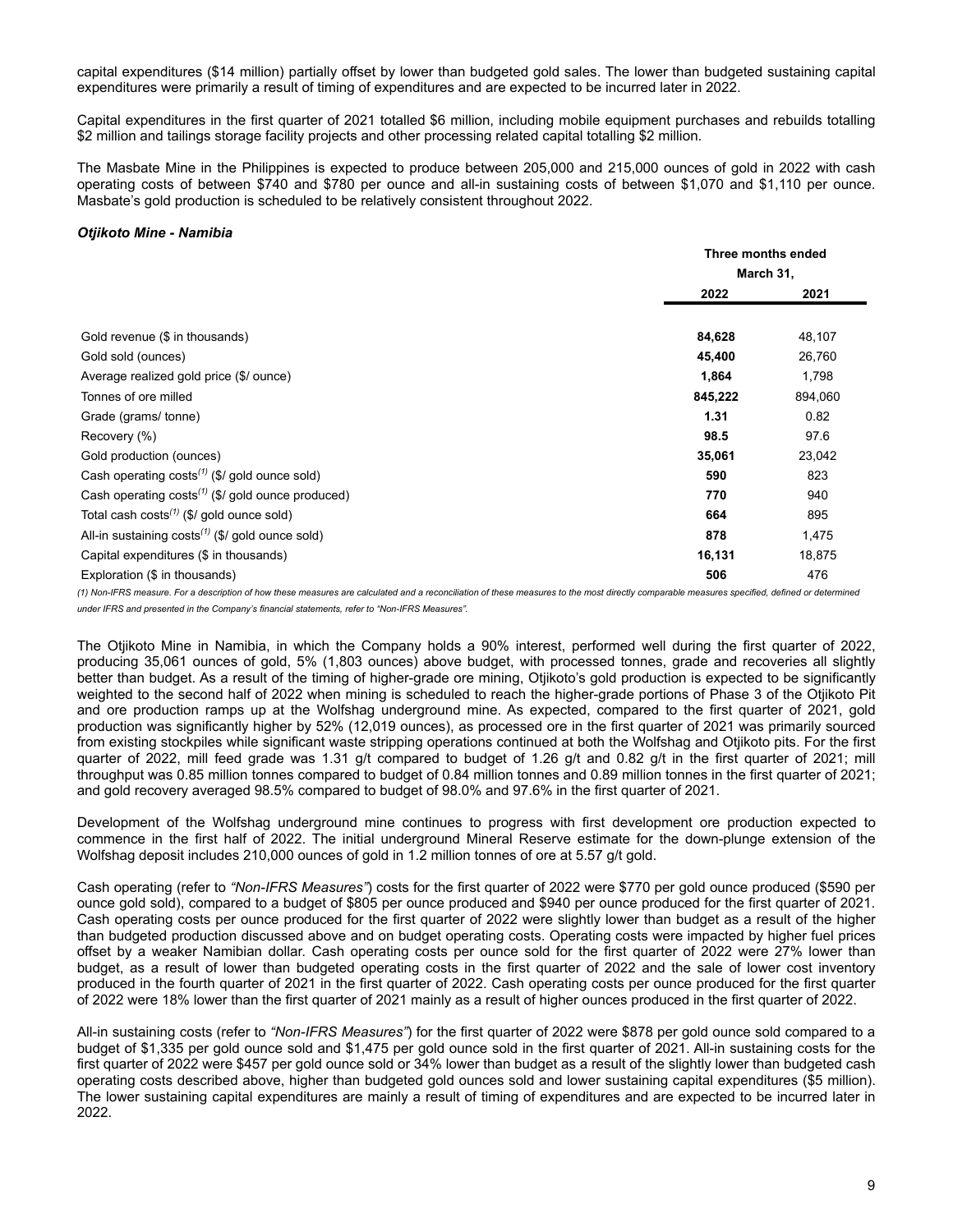capital expenditures ($14 million) partially offset by lower than budgeted gold sales. The lower than budgeted sustaining capital expenditures were primarily a result of timing of expenditures and are expected to be incurred later in 2022.

Capital expenditures in the first quarter of 2021 totalled $6 million, including mobile equipment purchases and rebuilds totalling $2 million and tailings storage facility projects and other processing related capital totalling $2 million.

The Masbate Mine in the Philippines is expected to produce between 205,000 and 215,000 ounces of gold in 2022 with cash operating costs of between $740 and $780 per ounce and all-in sustaining costs of between $1,070 and $1,110 per ounce. Masbate's gold production is scheduled to be relatively consistent throughout 2022.

***Otjikoto Mine - Namibia***

| | Three months ended March 31, | |
|---|---|---|
| | **2022** | **2021** |
| Gold revenue ($ in thousands) | **84,628** | 48,107 |
| Gold sold (ounces) | **45,400** | 26,760 |
| Average realized gold price ($/ ounce) | **1,864** | 1,798 |
| Tonnes of ore milled | **845,222** | 894,060 |
| Grade (grams/ tonne) | **1.31** | 0.82 |
| Recovery (%) | **98.5** | 97.6 |
| Gold production (ounces) | **35,061** | 23,042 |
| Cash operating costs[(1)] ($/ gold ounce sold) | **590** | 823 |
| Cash operating costs[(1)] ($/ gold ounce produced) | **770** | 940 |
| Total cash costs[(1)] ($/ gold ounce sold) | **664** | 895 |
| All-in sustaining costs[(1)] ($/ gold ounce sold) | **878** | 1,475 |
| Capital expenditures ($ in thousands) | **16,131** | 18,875 |
| Exploration ($ in thousands) | **506** | 476 |

*(1) Non-IFRS measure. For a description of how these measures are calculated and a reconciliation of these measures to the most directly comparable measures specified, defined or determined under IFRS and presented in the Company's financial statements, refer to "Non-IFRS Measures".*

The Otjikoto Mine in Namibia, in which the Company holds a 90% interest, performed well during the first quarter of 2022, producing 35,061 ounces of gold, 5% (1,803 ounces) above budget, with processed tonnes, grade and recoveries all slightly better than budget. As a result of the timing of higher-grade ore mining, Otjikoto's gold production is expected to be significantly weighted to the second half of 2022 when mining is scheduled to reach the higher-grade portions of Phase 3 of the Otjikoto Pit and ore production ramps up at the Wolfshag underground mine. As expected, compared to the first quarter of 2021, gold production was significantly higher by 52% (12,019 ounces), as processed ore in the first quarter of 2021 was primarily sourced from existing stockpiles while significant waste stripping operations continued at both the Wolfshag and Otjikoto pits. For the first quarter of 2022, mill feed grade was 1.31 g/t compared to budget of 1.26 g/t and 0.82 g/t in the first quarter of 2021; mill throughput was 0.85 million tonnes compared to budget of 0.84 million tonnes and 0.89 million tonnes in the first quarter of 2021; and gold recovery averaged 98.5% compared to budget of 98.0% and 97.6% in the first quarter of 2021.

Development of the Wolfshag underground mine continues to progress with first development ore production expected to commence in the first half of 2022. The initial underground Mineral Reserve estimate for the down-plunge extension of the Wolfshag deposit includes 210,000 ounces of gold in 1.2 million tonnes of ore at 5.57 g/t gold.

Cash operating (refer to *"Non-IFRS Measures"*) costs for the first quarter of 2022 were $770 per gold ounce produced ($590 per ounce gold sold), compared to a budget of $805 per ounce produced and $940 per ounce produced for the first quarter of 2021. Cash operating costs per ounce produced for the first quarter of 2022 were slightly lower than budget as a result of the higher than budgeted production discussed above and on budget operating costs. Operating costs were impacted by higher fuel prices offset by a weaker Namibian dollar. Cash operating costs per ounce sold for the first quarter of 2022 were 27% lower than budget, as a result of lower than budgeted operating costs in the first quarter of 2022 and the sale of lower cost inventory produced in the fourth quarter of 2021 in the first quarter of 2022. Cash operating costs per ounce produced for the first quarter of 2022 were 18% lower than the first quarter of 2021 mainly as a result of higher ounces produced in the first quarter of 2022.

All-in sustaining costs (refer to *"Non-IFRS Measures"*) for the first quarter of 2022 were $878 per gold ounce sold compared to a budget of $1,335 per gold ounce sold and $1,475 per gold ounce sold in the first quarter of 2021. All-in sustaining costs for the first quarter of 2022 were $457 per gold ounce sold or 34% lower than budget as a result of the slightly lower than budgeted cash operating costs described above, higher than budgeted gold ounces sold and lower sustaining capital expenditures ($5 million). The lower sustaining capital expenditures are mainly a result of timing of expenditures and are expected to be incurred later in 2022.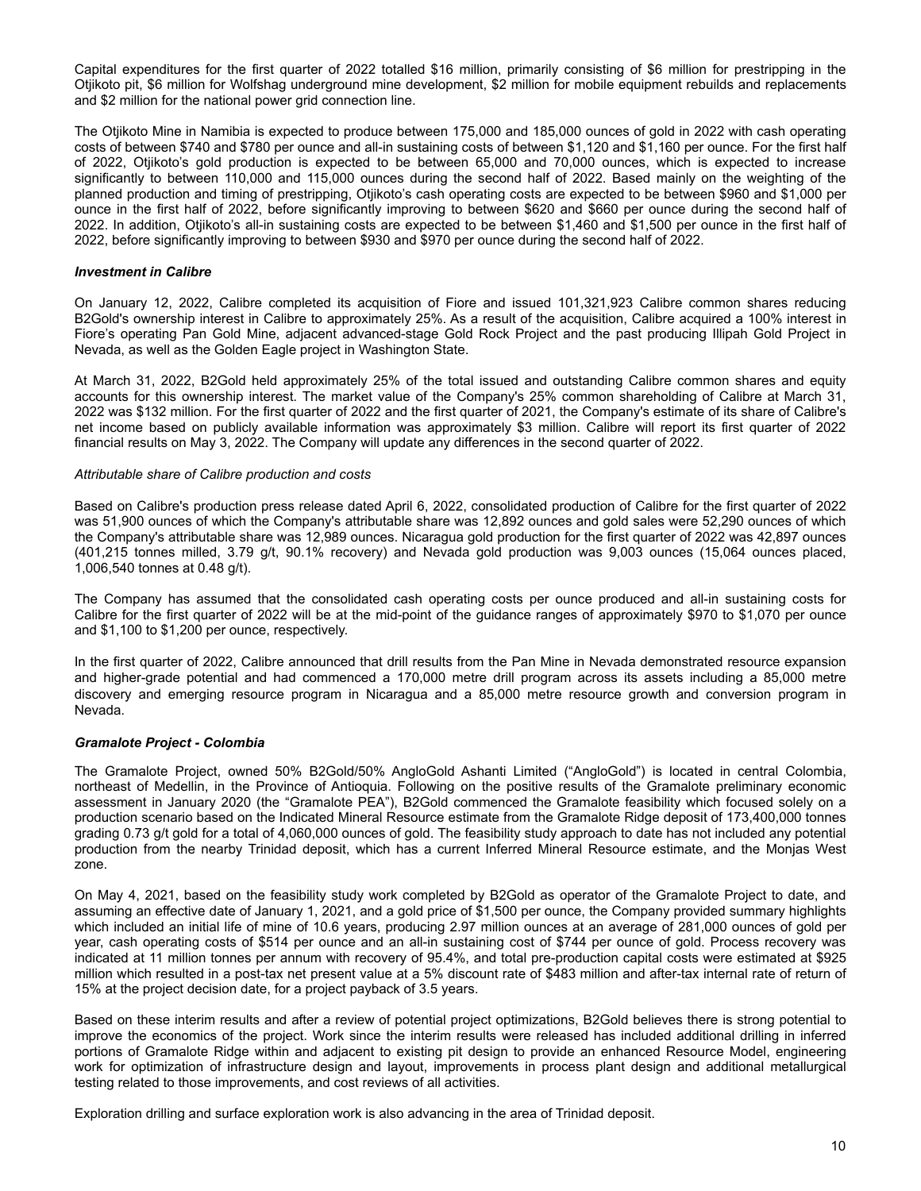Capital expenditures for the first quarter of 2022 totalled $16 million, primarily consisting of $6 million for prestripping in the Otjikoto pit, $6 million for Wolfshag underground mine development, $2 million for mobile equipment rebuilds and replacements and $2 million for the national power grid connection line.

The Otjikoto Mine in Namibia is expected to produce between 175,000 and 185,000 ounces of gold in 2022 with cash operating costs of between $740 and $780 per ounce and all-in sustaining costs of between $1,120 and $1,160 per ounce. For the first half of 2022, Otjikoto's gold production is expected to be between 65,000 and 70,000 ounces, which is expected to increase significantly to between 110,000 and 115,000 ounces during the second half of 2022. Based mainly on the weighting of the planned production and timing of prestripping, Otjikoto's cash operating costs are expected to be between $960 and $1,000 per ounce in the first half of 2022, before significantly improving to between $620 and $660 per ounce during the second half of 2022. In addition, Otjikoto's all-in sustaining costs are expected to be between $1,460 and $1,500 per ounce in the first half of 2022, before significantly improving to between $930 and $970 per ounce during the second half of 2022.

***Investment in Calibre***

On January 12, 2022, Calibre completed its acquisition of Fiore and issued 101,321,923 Calibre common shares reducing B2Gold's ownership interest in Calibre to approximately 25%. As a result of the acquisition, Calibre acquired a 100% interest in Fiore's operating Pan Gold Mine, adjacent advanced-stage Gold Rock Project and the past producing Illipah Gold Project in Nevada, as well as the Golden Eagle project in Washington State.

At March 31, 2022, B2Gold held approximately 25% of the total issued and outstanding Calibre common shares and equity accounts for this ownership interest. The market value of the Company's 25% common shareholding of Calibre at March 31, 2022 was $132 million. For the first quarter of 2022 and the first quarter of 2021, the Company's estimate of its share of Calibre's net income based on publicly available information was approximately $3 million. Calibre will report its first quarter of 2022 financial results on May 3, 2022. The Company will update any differences in the second quarter of 2022.

*Attributable share of Calibre production and costs*

Based on Calibre's production press release dated April 6, 2022, consolidated production of Calibre for the first quarter of 2022 was 51,900 ounces of which the Company's attributable share was 12,892 ounces and gold sales were 52,290 ounces of which the Company's attributable share was 12,989 ounces. Nicaragua gold production for the first quarter of 2022 was 42,897 ounces (401,215 tonnes milled, 3.79 g/t, 90.1% recovery) and Nevada gold production was 9,003 ounces (15,064 ounces placed, 1,006,540 tonnes at 0.48 g/t).

The Company has assumed that the consolidated cash operating costs per ounce produced and all-in sustaining costs for Calibre for the first quarter of 2022 will be at the mid-point of the guidance ranges of approximately $970 to $1,070 per ounce and $1,100 to $1,200 per ounce, respectively.

In the first quarter of 2022, Calibre announced that drill results from the Pan Mine in Nevada demonstrated resource expansion and higher-grade potential and had commenced a 170,000 metre drill program across its assets including a 85,000 metre discovery and emerging resource program in Nicaragua and a 85,000 metre resource growth and conversion program in Nevada.

***Gramalote Project - Colombia***

The Gramalote Project, owned 50% B2Gold/50% AngloGold Ashanti Limited ("AngloGold") is located in central Colombia, northeast of Medellin, in the Province of Antioquia. Following on the positive results of the Gramalote preliminary economic assessment in January 2020 (the "Gramalote PEA"), B2Gold commenced the Gramalote feasibility which focused solely on a production scenario based on the Indicated Mineral Resource estimate from the Gramalote Ridge deposit of 173,400,000 tonnes grading 0.73 g/t gold for a total of 4,060,000 ounces of gold. The feasibility study approach to date has not included any potential production from the nearby Trinidad deposit, which has a current Inferred Mineral Resource estimate, and the Monjas West zone.

On May 4, 2021, based on the feasibility study work completed by B2Gold as operator of the Gramalote Project to date, and assuming an effective date of January 1, 2021, and a gold price of $1,500 per ounce, the Company provided summary highlights which included an initial life of mine of 10.6 years, producing 2.97 million ounces at an average of 281,000 ounces of gold per year, cash operating costs of $514 per ounce and an all-in sustaining cost of $744 per ounce of gold. Process recovery was indicated at 11 million tonnes per annum with recovery of 95.4%, and total pre-production capital costs were estimated at $925 million which resulted in a post-tax net present value at a 5% discount rate of $483 million and after-tax internal rate of return of 15% at the project decision date, for a project payback of 3.5 years.

Based on these interim results and after a review of potential project optimizations, B2Gold believes there is strong potential to improve the economics of the project. Work since the interim results were released has included additional drilling in inferred portions of Gramalote Ridge within and adjacent to existing pit design to provide an enhanced Resource Model, engineering work for optimization of infrastructure design and layout, improvements in process plant design and additional metallurgical testing related to those improvements, and cost reviews of all activities.

Exploration drilling and surface exploration work is also advancing in the area of Trinidad deposit.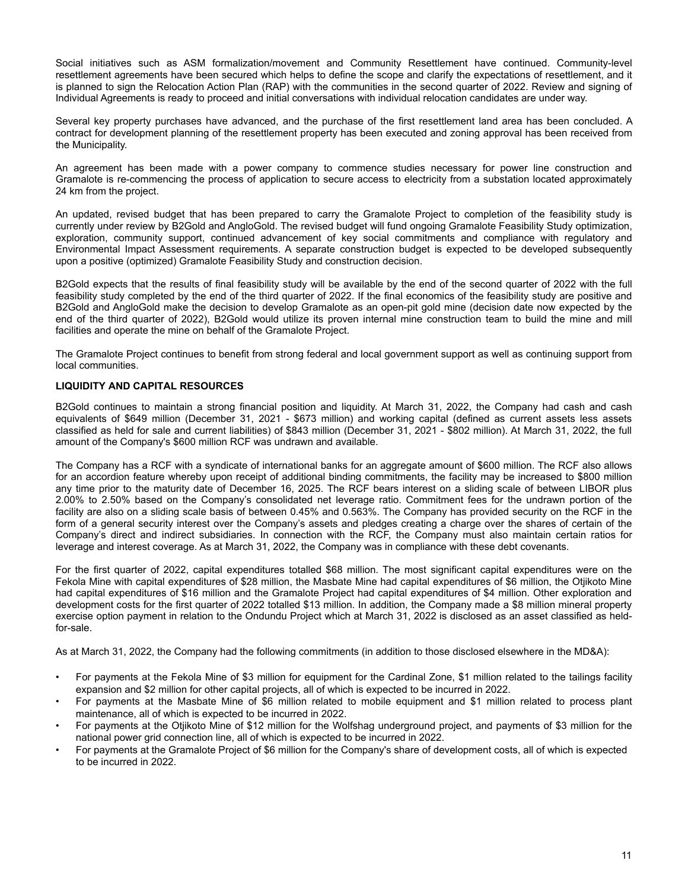Social initiatives such as ASM formalization/movement and Community Resettlement have continued. Community-level resettlement agreements have been secured which helps to define the scope and clarify the expectations of resettlement, and it is planned to sign the Relocation Action Plan (RAP) with the communities in the second quarter of 2022. Review and signing of Individual Agreements is ready to proceed and initial conversations with individual relocation candidates are under way.

Several key property purchases have advanced, and the purchase of the first resettlement land area has been concluded. A contract for development planning of the resettlement property has been executed and zoning approval has been received from the Municipality.

An agreement has been made with a power company to commence studies necessary for power line construction and Gramalote is re-commencing the process of application to secure access to electricity from a substation located approximately 24 km from the project.

An updated, revised budget that has been prepared to carry the Gramalote Project to completion of the feasibility study is currently under review by B2Gold and AngloGold. The revised budget will fund ongoing Gramalote Feasibility Study optimization, exploration, community support, continued advancement of key social commitments and compliance with regulatory and Environmental Impact Assessment requirements. A separate construction budget is expected to be developed subsequently upon a positive (optimized) Gramalote Feasibility Study and construction decision.

B2Gold expects that the results of final feasibility study will be available by the end of the second quarter of 2022 with the full feasibility study completed by the end of the third quarter of 2022. If the final economics of the feasibility study are positive and B2Gold and AngloGold make the decision to develop Gramalote as an open-pit gold mine (decision date now expected by the end of the third quarter of 2022), B2Gold would utilize its proven internal mine construction team to build the mine and mill facilities and operate the mine on behalf of the Gramalote Project.

The Gramalote Project continues to benefit from strong federal and local government support as well as continuing support from local communities.

## LIQUIDITY AND CAPITAL RESOURCES

B2Gold continues to maintain a strong financial position and liquidity. At March 31, 2022, the Company had cash and cash equivalents of $649 million (December 31, 2021 - $673 million) and working capital (defined as current assets less assets classified as held for sale and current liabilities) of $843 million (December 31, 2021 - $802 million). At March 31, 2022, the full amount of the Company's $600 million RCF was undrawn and available.

The Company has a RCF with a syndicate of international banks for an aggregate amount of $600 million. The RCF also allows for an accordion feature whereby upon receipt of additional binding commitments, the facility may be increased to $800 million any time prior to the maturity date of December 16, 2025. The RCF bears interest on a sliding scale of between LIBOR plus 2.00% to 2.50% based on the Company's consolidated net leverage ratio. Commitment fees for the undrawn portion of the facility are also on a sliding scale basis of between 0.45% and 0.563%. The Company has provided security on the RCF in the form of a general security interest over the Company's assets and pledges creating a charge over the shares of certain of the Company's direct and indirect subsidiaries. In connection with the RCF, the Company must also maintain certain ratios for leverage and interest coverage. As at March 31, 2022, the Company was in compliance with these debt covenants.

For the first quarter of 2022, capital expenditures totalled $68 million. The most significant capital expenditures were on the Fekola Mine with capital expenditures of $28 million, the Masbate Mine had capital expenditures of $6 million, the Otjikoto Mine had capital expenditures of $16 million and the Gramalote Project had capital expenditures of $4 million. Other exploration and development costs for the first quarter of 2022 totalled $13 million. In addition, the Company made a $8 million mineral property exercise option payment in relation to the Ondundu Project which at March 31, 2022 is disclosed as an asset classified as held-for-sale.

As at March 31, 2022, the Company had the following commitments (in addition to those disclosed elsewhere in the MD&A):

- For payments at the Fekola Mine of $3 million for equipment for the Cardinal Zone, $1 million related to the tailings facility expansion and $2 million for other capital projects, all of which is expected to be incurred in 2022.
- For payments at the Masbate Mine of $6 million related to mobile equipment and $1 million related to process plant maintenance, all of which is expected to be incurred in 2022.
- For payments at the Otjikoto Mine of $12 million for the Wolfshag underground project, and payments of $3 million for the national power grid connection line, all of which is expected to be incurred in 2022.
- For payments at the Gramalote Project of $6 million for the Company's share of development costs, all of which is expected to be incurred in 2022.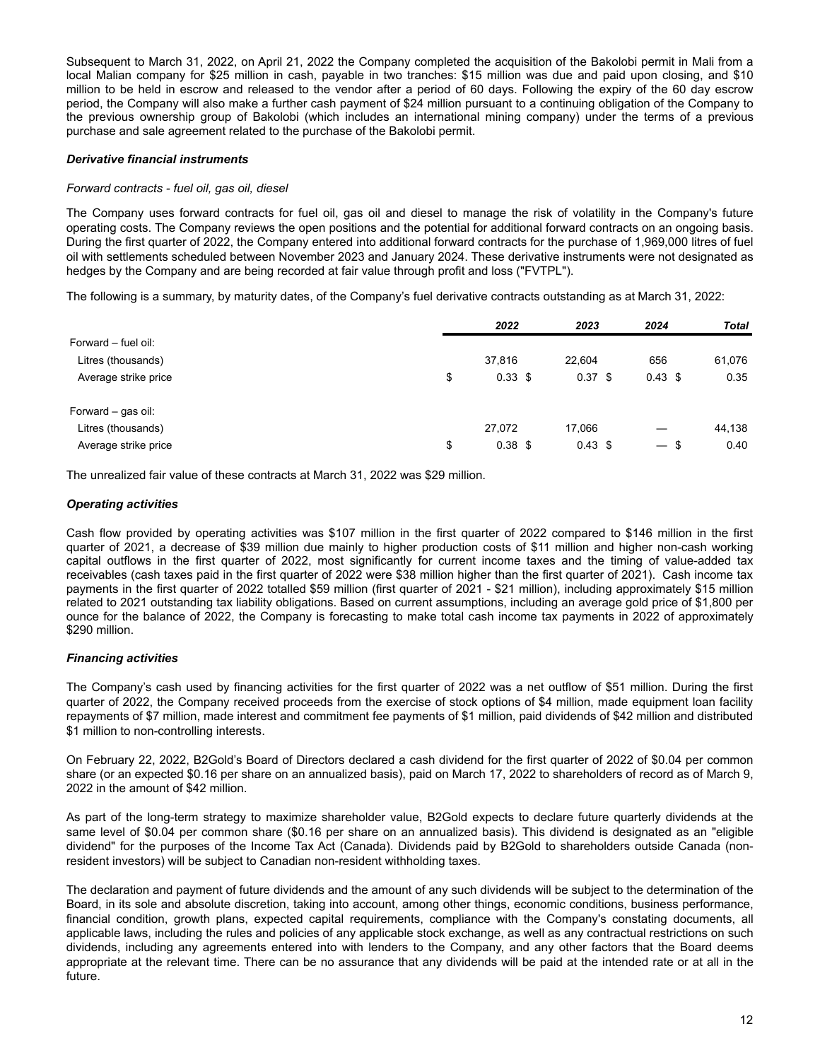Subsequent to March 31, 2022, on April 21, 2022 the Company completed the acquisition of the Bakolobi permit in Mali from a local Malian company for $25 million in cash, payable in two tranches: $15 million was due and paid upon closing, and $10 million to be held in escrow and released to the vendor after a period of 60 days. Following the expiry of the 60 day escrow period, the Company will also make a further cash payment of $24 million pursuant to a continuing obligation of the Company to the previous ownership group of Bakolobi (which includes an international mining company) under the terms of a previous purchase and sale agreement related to the purchase of the Bakolobi permit.

### *Derivative financial instruments*

*Forward contracts - fuel oil, gas oil, diesel*

The Company uses forward contracts for fuel oil, gas oil and diesel to manage the risk of volatility in the Company's future operating costs. The Company reviews the open positions and the potential for additional forward contracts on an ongoing basis. During the first quarter of 2022, the Company entered into additional forward contracts for the purchase of 1,969,000 litres of fuel oil with settlements scheduled between November 2023 and January 2024. These derivative instruments were not designated as hedges by the Company and are being recorded at fair value through profit and loss ("FVTPL").

The following is a summary, by maturity dates, of the Company's fuel derivative contracts outstanding as at March 31, 2022:

| | *2022* | *2023* | *2024* | *Total* |
|---|---|---|---|---|
| Forward – fuel oil: | | | | |
| Litres (thousands) | 37,816 | 22,604 | 656 | 61,076 |
| Average strike price | $ 0.33 | $ 0.37 | $ 0.43 | $ 0.35 |
| | | | | |
| Forward – gas oil: | | | | |
| Litres (thousands) | 27,072 | 17,066 | — | 44,138 |
| Average strike price | $ 0.38 | $ 0.43 | $ — | $ 0.40 |

The unrealized fair value of these contracts at March 31, 2022 was $29 million.

### *Operating activities*

Cash flow provided by operating activities was $107 million in the first quarter of 2022 compared to $146 million in the first quarter of 2021, a decrease of $39 million due mainly to higher production costs of $11 million and higher non-cash working capital outflows in the first quarter of 2022, most significantly for current income taxes and the timing of value-added tax receivables (cash taxes paid in the first quarter of 2022 were $38 million higher than the first quarter of 2021). Cash income tax payments in the first quarter of 2022 totalled $59 million (first quarter of 2021 - $21 million), including approximately $15 million related to 2021 outstanding tax liability obligations. Based on current assumptions, including an average gold price of $1,800 per ounce for the balance of 2022, the Company is forecasting to make total cash income tax payments in 2022 of approximately $290 million.

### *Financing activities*

The Company's cash used by financing activities for the first quarter of 2022 was a net outflow of $51 million. During the first quarter of 2022, the Company received proceeds from the exercise of stock options of $4 million, made equipment loan facility repayments of $7 million, made interest and commitment fee payments of $1 million, paid dividends of $42 million and distributed $1 million to non-controlling interests.

On February 22, 2022, B2Gold's Board of Directors declared a cash dividend for the first quarter of 2022 of $0.04 per common share (or an expected $0.16 per share on an annualized basis), paid on March 17, 2022 to shareholders of record as of March 9, 2022 in the amount of $42 million.

As part of the long-term strategy to maximize shareholder value, B2Gold expects to declare future quarterly dividends at the same level of $0.04 per common share ($0.16 per share on an annualized basis). This dividend is designated as an "eligible dividend" for the purposes of the Income Tax Act (Canada). Dividends paid by B2Gold to shareholders outside Canada (non-resident investors) will be subject to Canadian non-resident withholding taxes.

The declaration and payment of future dividends and the amount of any such dividends will be subject to the determination of the Board, in its sole and absolute discretion, taking into account, among other things, economic conditions, business performance, financial condition, growth plans, expected capital requirements, compliance with the Company's constating documents, all applicable laws, including the rules and policies of any applicable stock exchange, as well as any contractual restrictions on such dividends, including any agreements entered into with lenders to the Company, and any other factors that the Board deems appropriate at the relevant time. There can be no assurance that any dividends will be paid at the intended rate or at all in the future.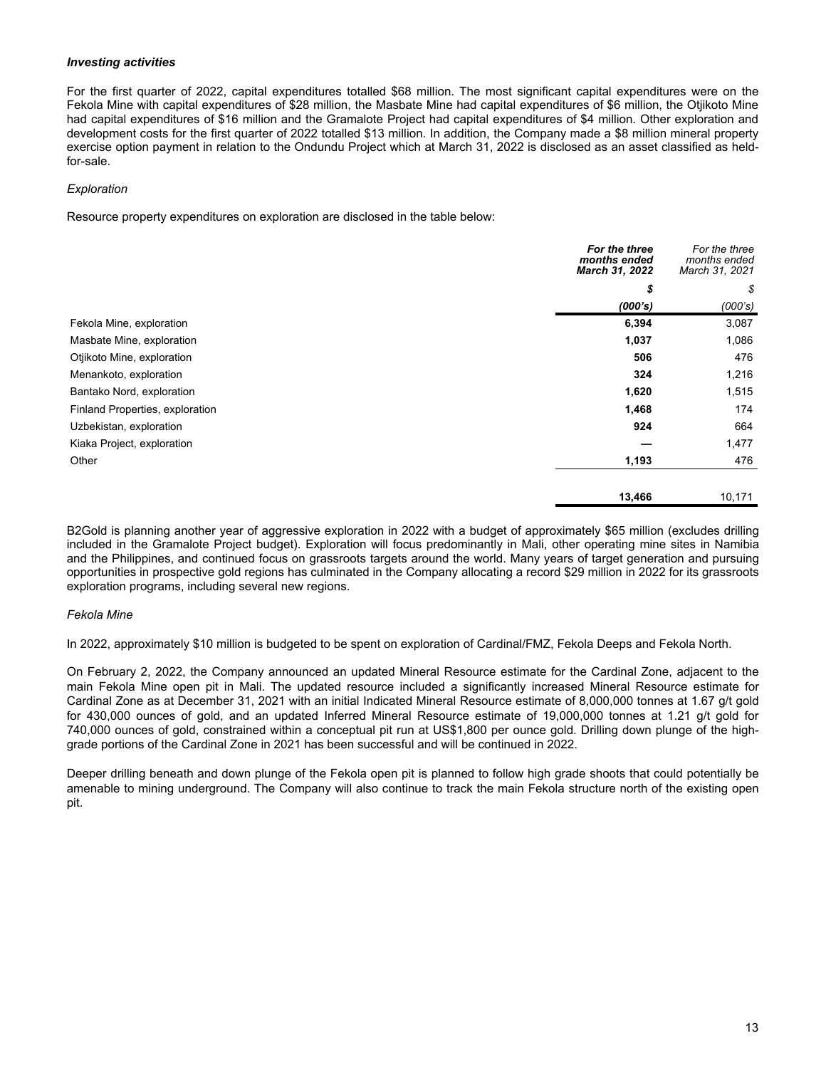***Investing activities***

For the first quarter of 2022, capital expenditures totalled $68 million. The most significant capital expenditures were on the Fekola Mine with capital expenditures of $28 million, the Masbate Mine had capital expenditures of $6 million, the Otjikoto Mine had capital expenditures of $16 million and the Gramalote Project had capital expenditures of $4 million. Other exploration and development costs for the first quarter of 2022 totalled $13 million. In addition, the Company made a $8 million mineral property exercise option payment in relation to the Ondundu Project which at March 31, 2022 is disclosed as an asset classified as held-for-sale.

*Exploration*

Resource property expenditures on exploration are disclosed in the table below:

| | ***For the three months ended March 31, 2022*** | *For the three months ended March 31, 2021* |
|---|---|---|
| | ***$*** | *$* |
| | ***(000's)*** | *(000's)* |
| Fekola Mine, exploration | **6,394** | 3,087 |
| Masbate Mine, exploration | **1,037** | 1,086 |
| Otjikoto Mine, exploration | **506** | 476 |
| Menankoto, exploration | **324** | 1,216 |
| Bantako Nord, exploration | **1,620** | 1,515 |
| Finland Properties, exploration | **1,468** | 174 |
| Uzbekistan, exploration | **924** | 664 |
| Kiaka Project, exploration | **—** | 1,477 |
| Other | **1,193** | 476 |
| | **13,466** | 10,171 |

B2Gold is planning another year of aggressive exploration in 2022 with a budget of approximately $65 million (excludes drilling included in the Gramalote Project budget). Exploration will focus predominantly in Mali, other operating mine sites in Namibia and the Philippines, and continued focus on grassroots targets around the world. Many years of target generation and pursuing opportunities in prospective gold regions has culminated in the Company allocating a record $29 million in 2022 for its grassroots exploration programs, including several new regions.

*Fekola Mine*

In 2022, approximately $10 million is budgeted to be spent on exploration of Cardinal/FMZ, Fekola Deeps and Fekola North.

On February 2, 2022, the Company announced an updated Mineral Resource estimate for the Cardinal Zone, adjacent to the main Fekola Mine open pit in Mali. The updated resource included a significantly increased Mineral Resource estimate for Cardinal Zone as at December 31, 2021 with an initial Indicated Mineral Resource estimate of 8,000,000 tonnes at 1.67 g/t gold for 430,000 ounces of gold, and an updated Inferred Mineral Resource estimate of 19,000,000 tonnes at 1.21 g/t gold for 740,000 ounces of gold, constrained within a conceptual pit run at US$1,800 per ounce gold. Drilling down plunge of the high-grade portions of the Cardinal Zone in 2021 has been successful and will be continued in 2022.

Deeper drilling beneath and down plunge of the Fekola open pit is planned to follow high grade shoots that could potentially be amenable to mining underground. The Company will also continue to track the main Fekola structure north of the existing open pit.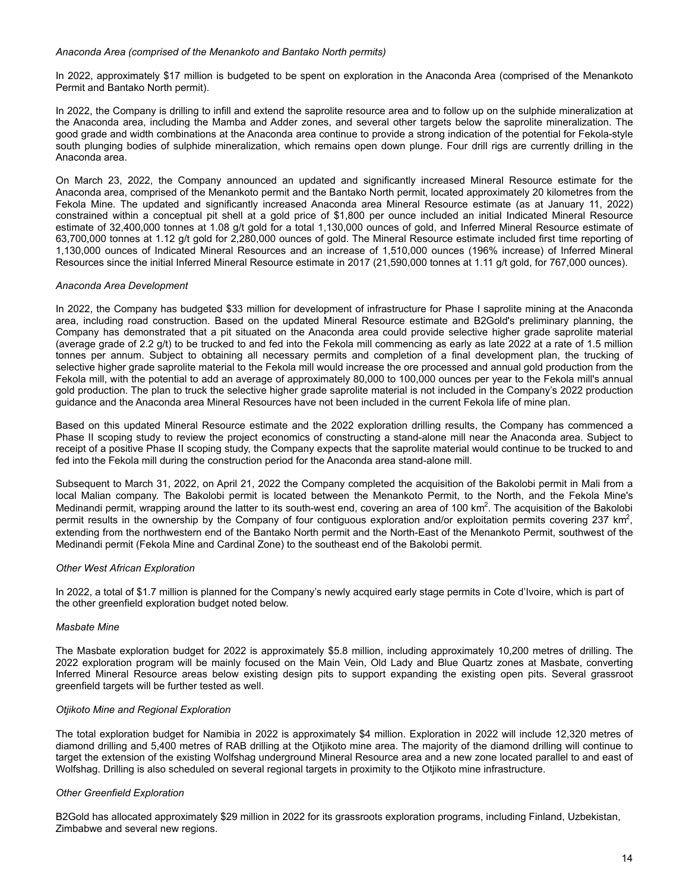*Anaconda Area (comprised of the Menankoto and Bantako North permits)*

In 2022, approximately $17 million is budgeted to be spent on exploration in the Anaconda Area (comprised of the Menankoto Permit and Bantako North permit).

In 2022, the Company is drilling to infill and extend the saprolite resource area and to follow up on the sulphide mineralization at the Anaconda area, including the Mamba and Adder zones, and several other targets below the saprolite mineralization. The good grade and width combinations at the Anaconda area continue to provide a strong indication of the potential for Fekola-style south plunging bodies of sulphide mineralization, which remains open down plunge. Four drill rigs are currently drilling in the Anaconda area.

On March 23, 2022, the Company announced an updated and significantly increased Mineral Resource estimate for the Anaconda area, comprised of the Menankoto permit and the Bantako North permit, located approximately 20 kilometres from the Fekola Mine. The updated and significantly increased Anaconda area Mineral Resource estimate (as at January 11, 2022) constrained within a conceptual pit shell at a gold price of $1,800 per ounce included an initial Indicated Mineral Resource estimate of 32,400,000 tonnes at 1.08 g/t gold for a total 1,130,000 ounces of gold, and Inferred Mineral Resource estimate of 63,700,000 tonnes at 1.12 g/t gold for 2,280,000 ounces of gold. The Mineral Resource estimate included first time reporting of 1,130,000 ounces of Indicated Mineral Resources and an increase of 1,510,000 ounces (196% increase) of Inferred Mineral Resources since the initial Inferred Mineral Resource estimate in 2017 (21,590,000 tonnes at 1.11 g/t gold, for 767,000 ounces).

*Anaconda Area Development*

In 2022, the Company has budgeted $33 million for development of infrastructure for Phase I saprolite mining at the Anaconda area, including road construction. Based on the updated Mineral Resource estimate and B2Gold's preliminary planning, the Company has demonstrated that a pit situated on the Anaconda area could provide selective higher grade saprolite material (average grade of 2.2 g/t) to be trucked to and fed into the Fekola mill commencing as early as late 2022 at a rate of 1.5 million tonnes per annum. Subject to obtaining all necessary permits and completion of a final development plan, the trucking of selective higher grade saprolite material to the Fekola mill would increase the ore processed and annual gold production from the Fekola mill, with the potential to add an average of approximately 80,000 to 100,000 ounces per year to the Fekola mill's annual gold production. The plan to truck the selective higher grade saprolite material is not included in the Company's 2022 production guidance and the Anaconda area Mineral Resources have not been included in the current Fekola life of mine plan.

Based on this updated Mineral Resource estimate and the 2022 exploration drilling results, the Company has commenced a Phase II scoping study to review the project economics of constructing a stand-alone mill near the Anaconda area. Subject to receipt of a positive Phase II scoping study, the Company expects that the saprolite material would continue to be trucked to and fed into the Fekola mill during the construction period for the Anaconda area stand-alone mill.

Subsequent to March 31, 2022, on April 21, 2022 the Company completed the acquisition of the Bakolobi permit in Mali from a local Malian company. The Bakolobi permit is located between the Menankoto Permit, to the North, and the Fekola Mine's Medinandi permit, wrapping around the latter to its south-west end, covering an area of 100 km$^2$. The acquisition of the Bakolobi permit results in the ownership by the Company of four contiguous exploration and/or exploitation permits covering 237 km$^2$, extending from the northwestern end of the Bantako North permit and the North-East of the Menankoto Permit, southwest of the Medinandi permit (Fekola Mine and Cardinal Zone) to the southeast end of the Bakolobi permit.

*Other West African Exploration*

In 2022, a total of $1.7 million is planned for the Company's newly acquired early stage permits in Cote d'Ivoire, which is part of the other greenfield exploration budget noted below.

*Masbate Mine*

The Masbate exploration budget for 2022 is approximately $5.8 million, including approximately 10,200 metres of drilling. The 2022 exploration program will be mainly focused on the Main Vein, Old Lady and Blue Quartz zones at Masbate, converting Inferred Mineral Resource areas below existing design pits to support expanding the existing open pits. Several grassroot greenfield targets will be further tested as well.

*Otjikoto Mine and Regional Exploration*

The total exploration budget for Namibia in 2022 is approximately $4 million. Exploration in 2022 will include 12,320 metres of diamond drilling and 5,400 metres of RAB drilling at the Otjikoto mine area. The majority of the diamond drilling will continue to target the extension of the existing Wolfshag underground Mineral Resource area and a new zone located parallel to and east of Wolfshag. Drilling is also scheduled on several regional targets in proximity to the Otjikoto mine infrastructure.

*Other Greenfield Exploration*

B2Gold has allocated approximately $29 million in 2022 for its grassroots exploration programs, including Finland, Uzbekistan, Zimbabwe and several new regions.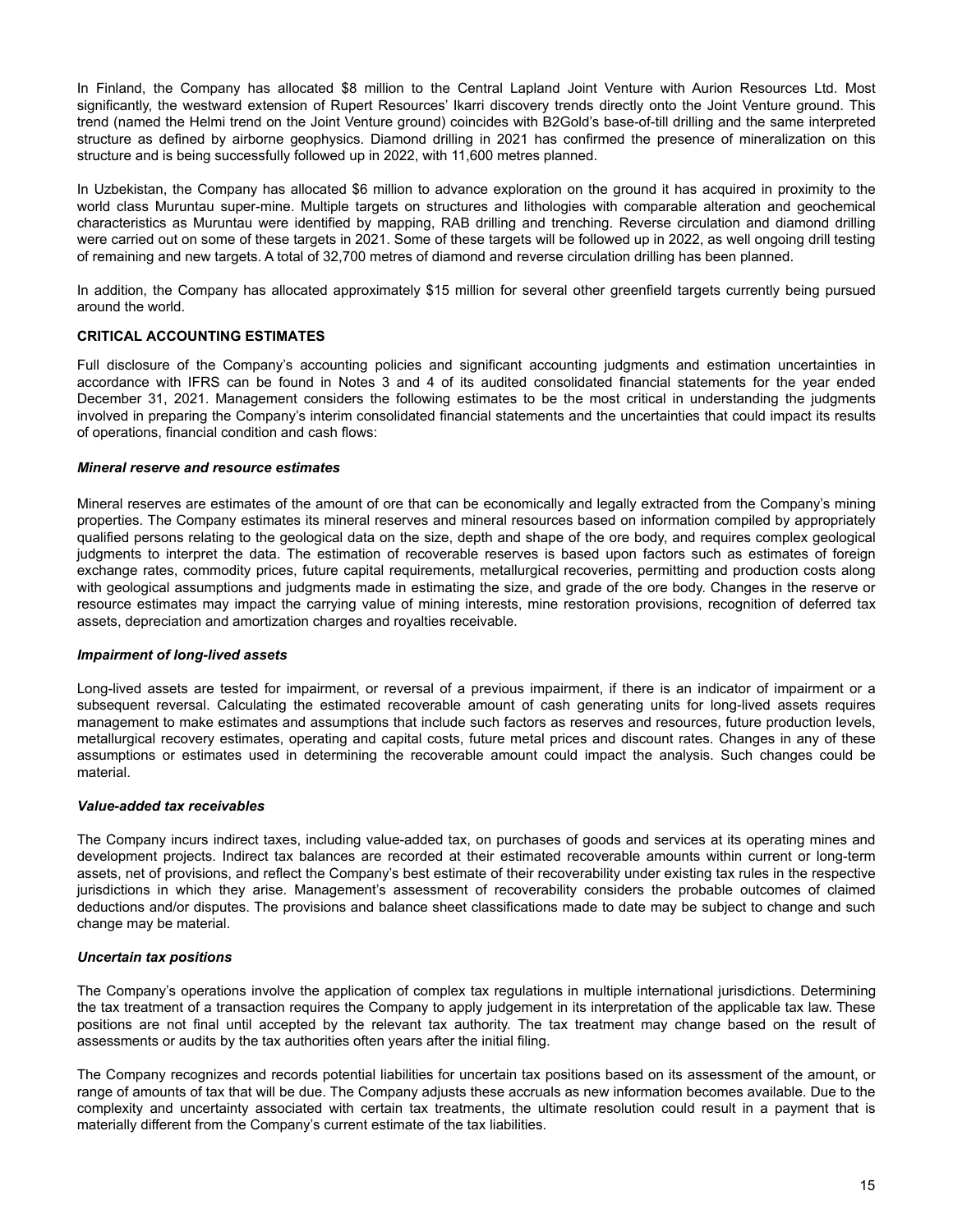In Finland, the Company has allocated $8 million to the Central Lapland Joint Venture with Aurion Resources Ltd. Most significantly, the westward extension of Rupert Resources' Ikarri discovery trends directly onto the Joint Venture ground. This trend (named the Helmi trend on the Joint Venture ground) coincides with B2Gold's base-of-till drilling and the same interpreted structure as defined by airborne geophysics. Diamond drilling in 2021 has confirmed the presence of mineralization on this structure and is being successfully followed up in 2022, with 11,600 metres planned.

In Uzbekistan, the Company has allocated $6 million to advance exploration on the ground it has acquired in proximity to the world class Muruntau super-mine. Multiple targets on structures and lithologies with comparable alteration and geochemical characteristics as Muruntau were identified by mapping, RAB drilling and trenching. Reverse circulation and diamond drilling were carried out on some of these targets in 2021. Some of these targets will be followed up in 2022, as well ongoing drill testing of remaining and new targets. A total of 32,700 metres of diamond and reverse circulation drilling has been planned.

In addition, the Company has allocated approximately $15 million for several other greenfield targets currently being pursued around the world.

## CRITICAL ACCOUNTING ESTIMATES

Full disclosure of the Company's accounting policies and significant accounting judgments and estimation uncertainties in accordance with IFRS can be found in Notes 3 and 4 of its audited consolidated financial statements for the year ended December 31, 2021. Management considers the following estimates to be the most critical in understanding the judgments involved in preparing the Company's interim consolidated financial statements and the uncertainties that could impact its results of operations, financial condition and cash flows:

### *Mineral reserve and resource estimates*

Mineral reserves are estimates of the amount of ore that can be economically and legally extracted from the Company's mining properties. The Company estimates its mineral reserves and mineral resources based on information compiled by appropriately qualified persons relating to the geological data on the size, depth and shape of the ore body, and requires complex geological judgments to interpret the data. The estimation of recoverable reserves is based upon factors such as estimates of foreign exchange rates, commodity prices, future capital requirements, metallurgical recoveries, permitting and production costs along with geological assumptions and judgments made in estimating the size, and grade of the ore body. Changes in the reserve or resource estimates may impact the carrying value of mining interests, mine restoration provisions, recognition of deferred tax assets, depreciation and amortization charges and royalties receivable.

### *Impairment of long-lived assets*

Long-lived assets are tested for impairment, or reversal of a previous impairment, if there is an indicator of impairment or a subsequent reversal. Calculating the estimated recoverable amount of cash generating units for long-lived assets requires management to make estimates and assumptions that include such factors as reserves and resources, future production levels, metallurgical recovery estimates, operating and capital costs, future metal prices and discount rates. Changes in any of these assumptions or estimates used in determining the recoverable amount could impact the analysis. Such changes could be material.

### *Value-added tax receivables*

The Company incurs indirect taxes, including value-added tax, on purchases of goods and services at its operating mines and development projects. Indirect tax balances are recorded at their estimated recoverable amounts within current or long-term assets, net of provisions, and reflect the Company's best estimate of their recoverability under existing tax rules in the respective jurisdictions in which they arise. Management's assessment of recoverability considers the probable outcomes of claimed deductions and/or disputes. The provisions and balance sheet classifications made to date may be subject to change and such change may be material.

### *Uncertain tax positions*

The Company's operations involve the application of complex tax regulations in multiple international jurisdictions. Determining the tax treatment of a transaction requires the Company to apply judgement in its interpretation of the applicable tax law. These positions are not final until accepted by the relevant tax authority. The tax treatment may change based on the result of assessments or audits by the tax authorities often years after the initial filing.

The Company recognizes and records potential liabilities for uncertain tax positions based on its assessment of the amount, or range of amounts of tax that will be due. The Company adjusts these accruals as new information becomes available. Due to the complexity and uncertainty associated with certain tax treatments, the ultimate resolution could result in a payment that is materially different from the Company's current estimate of the tax liabilities.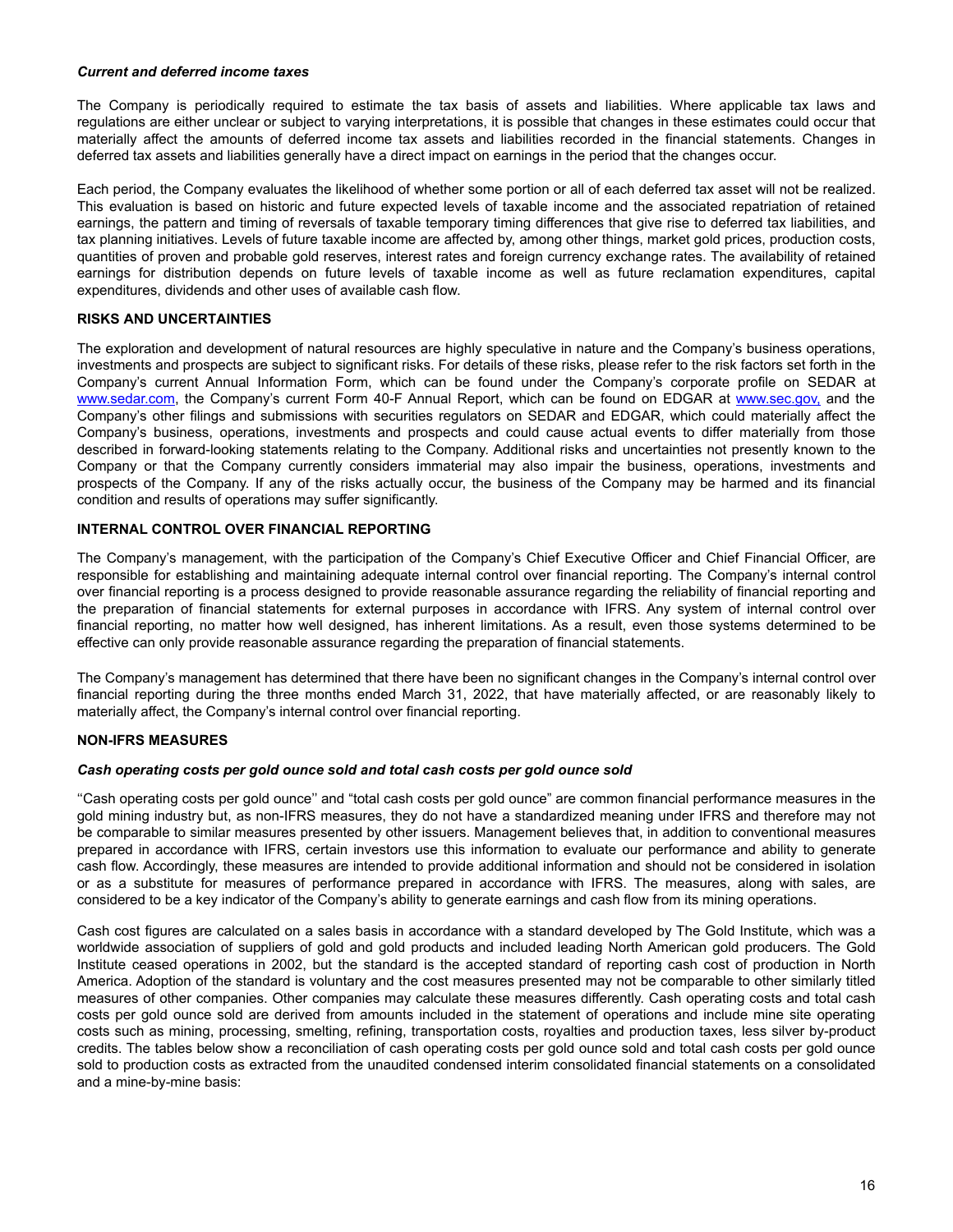#### *Current and deferred income taxes*

The Company is periodically required to estimate the tax basis of assets and liabilities. Where applicable tax laws and regulations are either unclear or subject to varying interpretations, it is possible that changes in these estimates could occur that materially affect the amounts of deferred income tax assets and liabilities recorded in the financial statements. Changes in deferred tax assets and liabilities generally have a direct impact on earnings in the period that the changes occur.

Each period, the Company evaluates the likelihood of whether some portion or all of each deferred tax asset will not be realized. This evaluation is based on historic and future expected levels of taxable income and the associated repatriation of retained earnings, the pattern and timing of reversals of taxable temporary timing differences that give rise to deferred tax liabilities, and tax planning initiatives. Levels of future taxable income are affected by, among other things, market gold prices, production costs, quantities of proven and probable gold reserves, interest rates and foreign currency exchange rates. The availability of retained earnings for distribution depends on future levels of taxable income as well as future reclamation expenditures, capital expenditures, dividends and other uses of available cash flow.

## RISKS AND UNCERTAINTIES

The exploration and development of natural resources are highly speculative in nature and the Company's business operations, investments and prospects are subject to significant risks. For details of these risks, please refer to the risk factors set forth in the Company's current Annual Information Form, which can be found under the Company's corporate profile on SEDAR at www.sedar.com, the Company's current Form 40-F Annual Report, which can be found on EDGAR at www.sec.gov, and the Company's other filings and submissions with securities regulators on SEDAR and EDGAR, which could materially affect the Company's business, operations, investments and prospects and could cause actual events to differ materially from those described in forward-looking statements relating to the Company. Additional risks and uncertainties not presently known to the Company or that the Company currently considers immaterial may also impair the business, operations, investments and prospects of the Company. If any of the risks actually occur, the business of the Company may be harmed and its financial condition and results of operations may suffer significantly.

## INTERNAL CONTROL OVER FINANCIAL REPORTING

The Company's management, with the participation of the Company's Chief Executive Officer and Chief Financial Officer, are responsible for establishing and maintaining adequate internal control over financial reporting. The Company's internal control over financial reporting is a process designed to provide reasonable assurance regarding the reliability of financial reporting and the preparation of financial statements for external purposes in accordance with IFRS. Any system of internal control over financial reporting, no matter how well designed, has inherent limitations. As a result, even those systems determined to be effective can only provide reasonable assurance regarding the preparation of financial statements.

The Company's management has determined that there have been no significant changes in the Company's internal control over financial reporting during the three months ended March 31, 2022, that have materially affected, or are reasonably likely to materially affect, the Company's internal control over financial reporting.

## NON-IFRS MEASURES

#### *Cash operating costs per gold ounce sold and total cash costs per gold ounce sold*

''Cash operating costs per gold ounce'' and "total cash costs per gold ounce" are common financial performance measures in the gold mining industry but, as non-IFRS measures, they do not have a standardized meaning under IFRS and therefore may not be comparable to similar measures presented by other issuers. Management believes that, in addition to conventional measures prepared in accordance with IFRS, certain investors use this information to evaluate our performance and ability to generate cash flow. Accordingly, these measures are intended to provide additional information and should not be considered in isolation or as a substitute for measures of performance prepared in accordance with IFRS. The measures, along with sales, are considered to be a key indicator of the Company's ability to generate earnings and cash flow from its mining operations.

Cash cost figures are calculated on a sales basis in accordance with a standard developed by The Gold Institute, which was a worldwide association of suppliers of gold and gold products and included leading North American gold producers. The Gold Institute ceased operations in 2002, but the standard is the accepted standard of reporting cash cost of production in North America. Adoption of the standard is voluntary and the cost measures presented may not be comparable to other similarly titled measures of other companies. Other companies may calculate these measures differently. Cash operating costs and total cash costs per gold ounce sold are derived from amounts included in the statement of operations and include mine site operating costs such as mining, processing, smelting, refining, transportation costs, royalties and production taxes, less silver by-product credits. The tables below show a reconciliation of cash operating costs per gold ounce sold and total cash costs per gold ounce sold to production costs as extracted from the unaudited condensed interim consolidated financial statements on a consolidated and a mine-by-mine basis: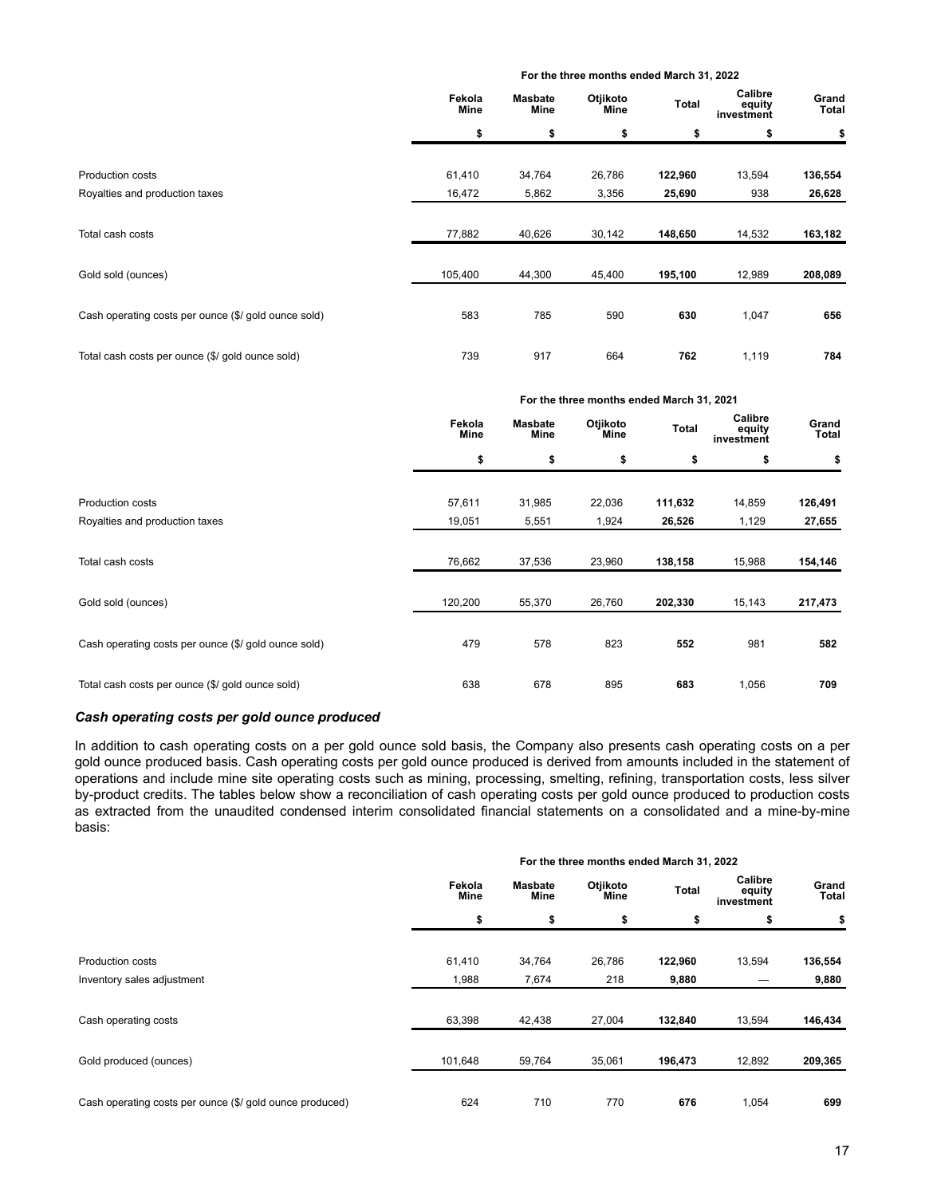| | For the three months ended March 31, 2022 | | | | | |
|---|---|---|---|---|---|---|
| | Fekola Mine | Masbate Mine | Otjikoto Mine | Total | Calibre equity investment | Grand Total |
| | $ | $ | $ | $ | $ | $ |
| Production costs | 61,410 | 34,764 | 26,786 | **122,960** | 13,594 | **136,554** |
| Royalties and production taxes | 16,472 | 5,862 | 3,356 | **25,690** | 938 | **26,628** |
| Total cash costs | 77,882 | 40,626 | 30,142 | **148,650** | 14,532 | **163,182** |
| Gold sold (ounces) | 105,400 | 44,300 | 45,400 | **195,100** | 12,989 | **208,089** |
| Cash operating costs per ounce ($/ gold ounce sold) | 583 | 785 | 590 | **630** | 1,047 | **656** |
| Total cash costs per ounce ($/ gold ounce sold) | 739 | 917 | 664 | **762** | 1,119 | **784** |

| | For the three months ended March 31, 2021 | | | | | |
|---|---|---|---|---|---|---|
| | Fekola Mine | Masbate Mine | Otjikoto Mine | Total | Calibre equity investment | Grand Total |
| | $ | $ | $ | $ | $ | $ |
| Production costs | 57,611 | 31,985 | 22,036 | **111,632** | 14,859 | **126,491** |
| Royalties and production taxes | 19,051 | 5,551 | 1,924 | **26,526** | 1,129 | **27,655** |
| Total cash costs | 76,662 | 37,536 | 23,960 | **138,158** | 15,988 | **154,146** |
| Gold sold (ounces) | 120,200 | 55,370 | 26,760 | **202,330** | 15,143 | **217,473** |
| Cash operating costs per ounce ($/ gold ounce sold) | 479 | 578 | 823 | **552** | 981 | **582** |
| Total cash costs per ounce ($/ gold ounce sold) | 638 | 678 | 895 | **683** | 1,056 | **709** |

***Cash operating costs per gold ounce produced***

In addition to cash operating costs on a per gold ounce sold basis, the Company also presents cash operating costs on a per gold ounce produced basis. Cash operating costs per gold ounce produced is derived from amounts included in the statement of operations and include mine site operating costs such as mining, processing, smelting, refining, transportation costs, less silver by-product credits. The tables below show a reconciliation of cash operating costs per gold ounce produced to production costs as extracted from the unaudited condensed interim consolidated financial statements on a consolidated and a mine-by-mine basis:

| | For the three months ended March 31, 2022 | | | | | |
|---|---|---|---|---|---|---|
| | Fekola Mine | Masbate Mine | Otjikoto Mine | Total | Calibre equity investment | Grand Total |
| | $ | $ | $ | $ | $ | $ |
| Production costs | 61,410 | 34,764 | 26,786 | **122,960** | 13,594 | **136,554** |
| Inventory sales adjustment | 1,988 | 7,674 | 218 | **9,880** | — | **9,880** |
| Cash operating costs | 63,398 | 42,438 | 27,004 | **132,840** | 13,594 | **146,434** |
| Gold produced (ounces) | 101,648 | 59,764 | 35,061 | **196,473** | 12,892 | **209,365** |
| Cash operating costs per ounce ($/ gold ounce produced) | 624 | 710 | 770 | **676** | 1,054 | **699** |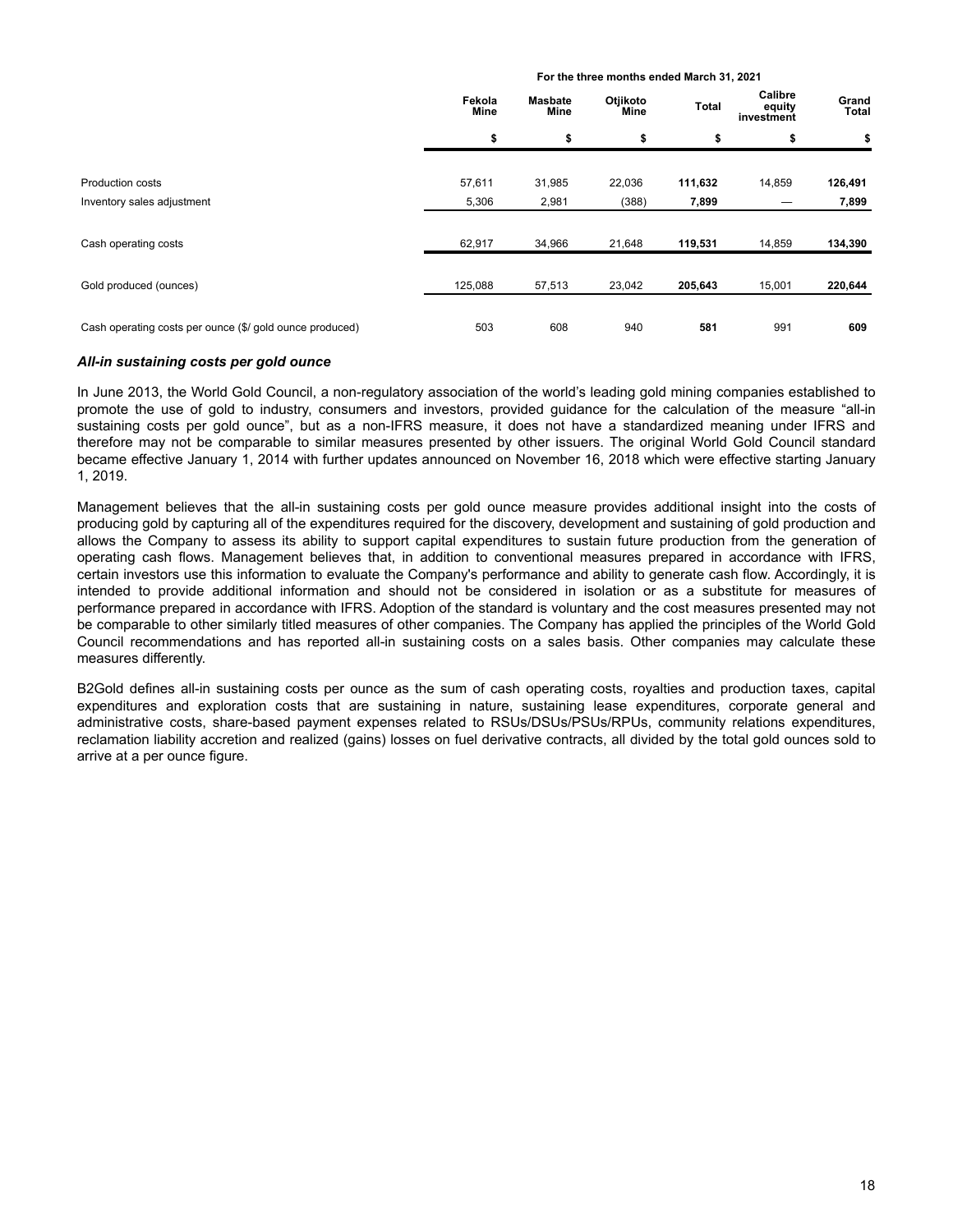| | For the three months ended March 31, 2021 | | | | | |
|---|---|---|---|---|---|---|
| | Fekola Mine | Masbate Mine | Otjikoto Mine | Total | Calibre equity investment | Grand Total |
| | $ | $ | $ | $ | $ | $ |
| Production costs | 57,611 | 31,985 | 22,036 | **111,632** | 14,859 | **126,491** |
| Inventory sales adjustment | 5,306 | 2,981 | (388) | **7,899** | — | **7,899** |
| Cash operating costs | 62,917 | 34,966 | 21,648 | **119,531** | 14,859 | **134,390** |
| Gold produced (ounces) | 125,088 | 57,513 | 23,042 | **205,643** | 15,001 | **220,644** |
| Cash operating costs per ounce ($/ gold ounce produced) | 503 | 608 | 940 | **581** | 991 | **609** |

### *All-in sustaining costs per gold ounce*

In June 2013, the World Gold Council, a non-regulatory association of the world's leading gold mining companies established to promote the use of gold to industry, consumers and investors, provided guidance for the calculation of the measure "all-in sustaining costs per gold ounce", but as a non-IFRS measure, it does not have a standardized meaning under IFRS and therefore may not be comparable to similar measures presented by other issuers. The original World Gold Council standard became effective January 1, 2014 with further updates announced on November 16, 2018 which were effective starting January 1, 2019.

Management believes that the all-in sustaining costs per gold ounce measure provides additional insight into the costs of producing gold by capturing all of the expenditures required for the discovery, development and sustaining of gold production and allows the Company to assess its ability to support capital expenditures to sustain future production from the generation of operating cash flows. Management believes that, in addition to conventional measures prepared in accordance with IFRS, certain investors use this information to evaluate the Company's performance and ability to generate cash flow. Accordingly, it is intended to provide additional information and should not be considered in isolation or as a substitute for measures of performance prepared in accordance with IFRS. Adoption of the standard is voluntary and the cost measures presented may not be comparable to other similarly titled measures of other companies. The Company has applied the principles of the World Gold Council recommendations and has reported all-in sustaining costs on a sales basis. Other companies may calculate these measures differently.

B2Gold defines all-in sustaining costs per ounce as the sum of cash operating costs, royalties and production taxes, capital expenditures and exploration costs that are sustaining in nature, sustaining lease expenditures, corporate general and administrative costs, share-based payment expenses related to RSUs/DSUs/PSUs/RPUs, community relations expenditures, reclamation liability accretion and realized (gains) losses on fuel derivative contracts, all divided by the total gold ounces sold to arrive at a per ounce figure.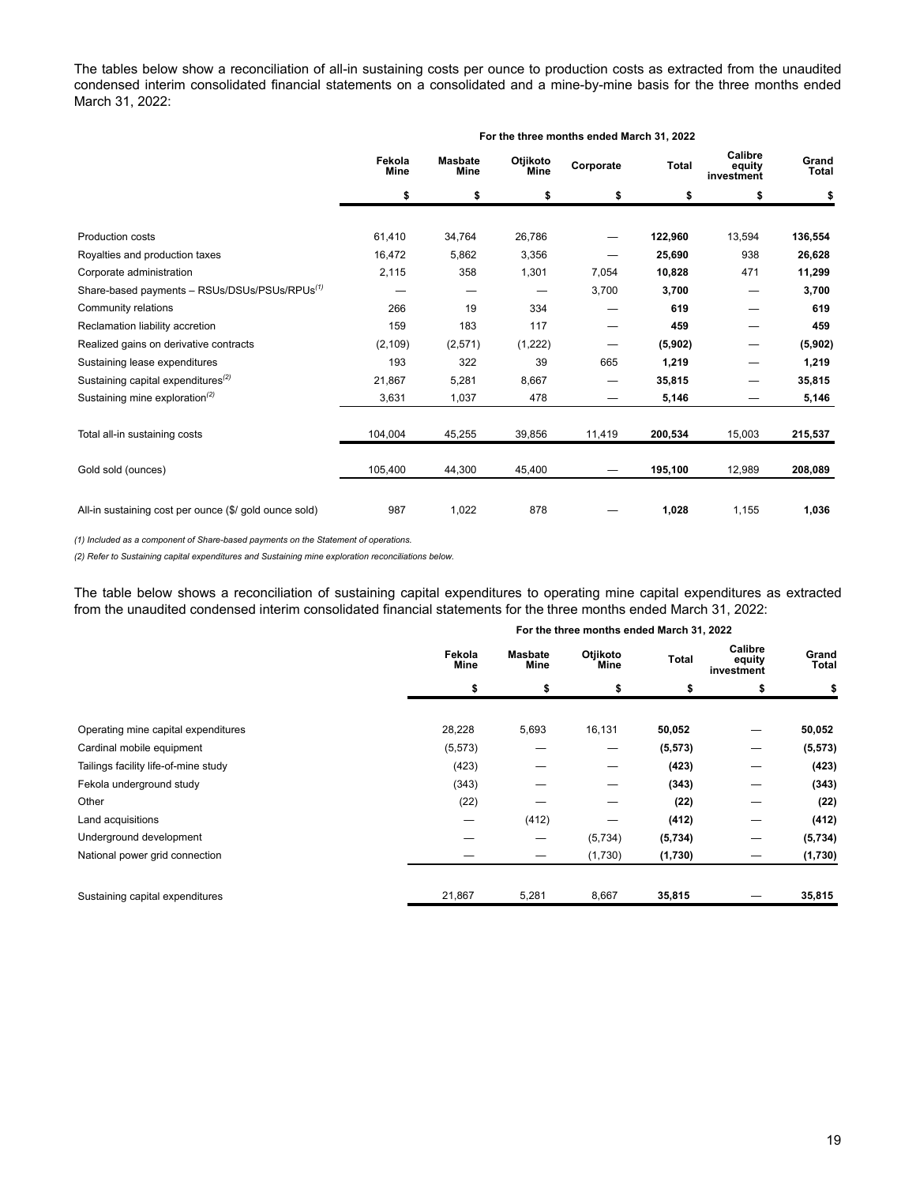The tables below show a reconciliation of all-in sustaining costs per ounce to production costs as extracted from the unaudited condensed interim consolidated financial statements on a consolidated and a mine-by-mine basis for the three months ended March 31, 2022:

| | For the three months ended March 31, 2022 | | | | | | |
|---|---|---|---|---|---|---|---|
| | Fekola Mine | Masbate Mine | Otjikoto Mine | Corporate | Total | Calibre equity investment | Grand Total |
| | $ | $ | $ | $ | $ | $ | $ |
| Production costs | 61,410 | 34,764 | 26,786 | — | **122,960** | 13,594 | **136,554** |
| Royalties and production taxes | 16,472 | 5,862 | 3,356 | — | **25,690** | 938 | **26,628** |
| Corporate administration | 2,115 | 358 | 1,301 | 7,054 | **10,828** | 471 | **11,299** |
| Share-based payments – RSUs/DSUs/PSUs/RPUs(1) | — | — | — | 3,700 | **3,700** | — | **3,700** |
| Community relations | 266 | 19 | 334 | — | **619** | — | **619** |
| Reclamation liability accretion | 159 | 183 | 117 | — | **459** | — | **459** |
| Realized gains on derivative contracts | (2,109) | (2,571) | (1,222) | — | **(5,902)** | — | **(5,902)** |
| Sustaining lease expenditures | 193 | 322 | 39 | 665 | **1,219** | — | **1,219** |
| Sustaining capital expenditures(2) | 21,867 | 5,281 | 8,667 | — | **35,815** | — | **35,815** |
| Sustaining mine exploration(2) | 3,631 | 1,037 | 478 | — | **5,146** | — | **5,146** |
| Total all-in sustaining costs | 104,004 | 45,255 | 39,856 | 11,419 | **200,534** | 15,003 | **215,537** |
| Gold sold (ounces) | 105,400 | 44,300 | 45,400 | — | **195,100** | 12,989 | **208,089** |
| All-in sustaining cost per ounce ($/ gold ounce sold) | 987 | 1,022 | 878 | — | **1,028** | 1,155 | **1,036** |

*(1) Included as a component of Share-based payments on the Statement of operations.*

*(2) Refer to Sustaining capital expenditures and Sustaining mine exploration reconciliations below.*

The table below shows a reconciliation of sustaining capital expenditures to operating mine capital expenditures as extracted from the unaudited condensed interim consolidated financial statements for the three months ended March 31, 2022:

| | For the three months ended March 31, 2022 | | | | | |
|---|---|---|---|---|---|---|
| | Fekola Mine | Masbate Mine | Otjikoto Mine | Total | Calibre equity investment | Grand Total |
| | $ | $ | $ | $ | $ | $ |
| Operating mine capital expenditures | 28,228 | 5,693 | 16,131 | **50,052** | — | **50,052** |
| Cardinal mobile equipment | (5,573) | — | — | **(5,573)** | — | **(5,573)** |
| Tailings facility life-of-mine study | (423) | — | — | **(423)** | — | **(423)** |
| Fekola underground study | (343) | — | — | **(343)** | — | **(343)** |
| Other | (22) | — | — | **(22)** | — | **(22)** |
| Land acquisitions | — | (412) | — | **(412)** | — | **(412)** |
| Underground development | — | — | (5,734) | **(5,734)** | — | **(5,734)** |
| National power grid connection | — | — | (1,730) | **(1,730)** | — | **(1,730)** |
| Sustaining capital expenditures | 21,867 | 5,281 | 8,667 | **35,815** | — | **35,815** |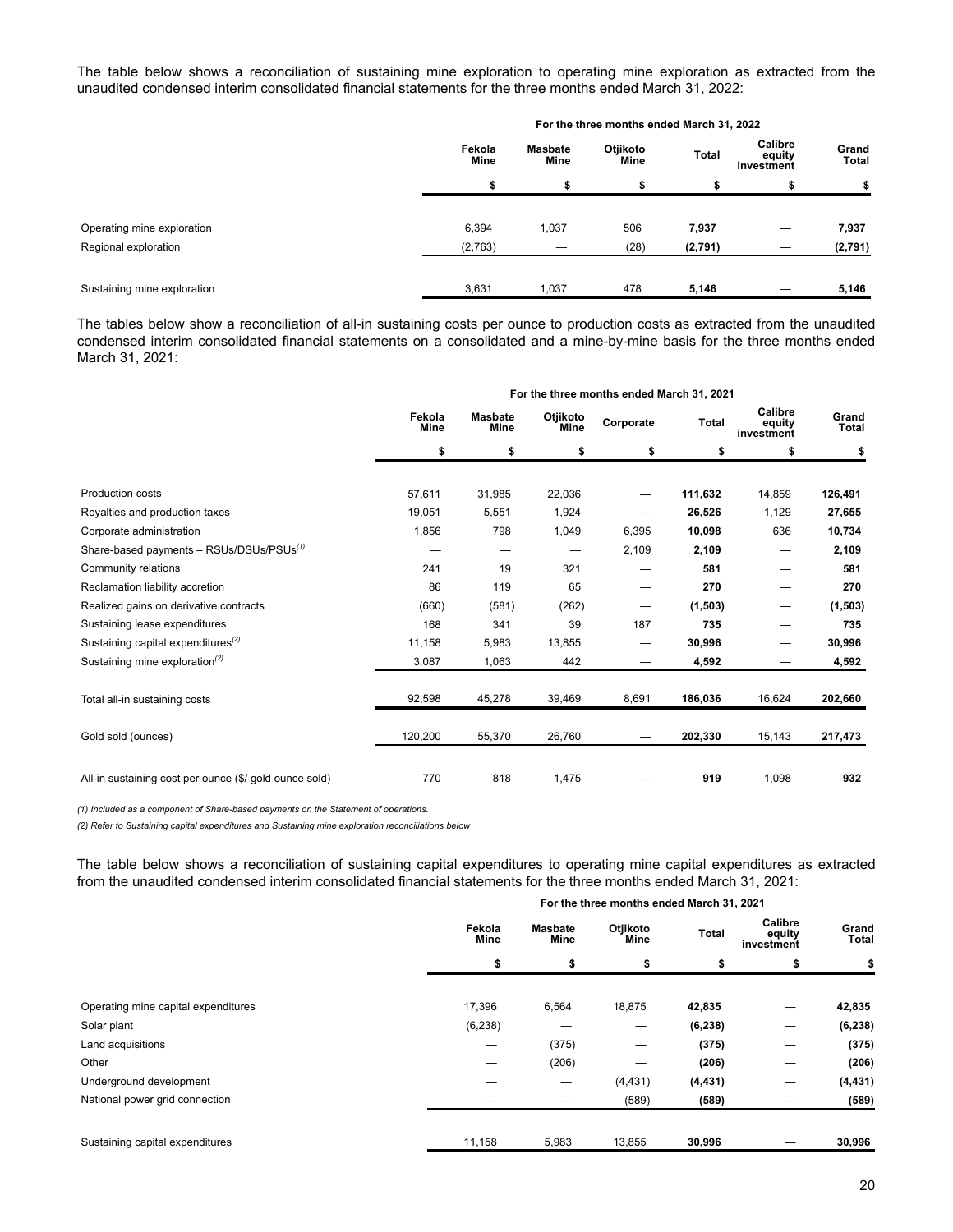The table below shows a reconciliation of sustaining mine exploration to operating mine exploration as extracted from the unaudited condensed interim consolidated financial statements for the three months ended March 31, 2022:

| | For the three months ended March 31, 2022 | | | | | |
|---|---|---|---|---|---|---|
| | Fekola Mine | Masbate Mine | Otjikoto Mine | Total | Calibre equity investment | Grand Total |
| | $ | $ | $ | $ | $ | $ |
| Operating mine exploration | 6,394 | 1,037 | 506 | **7,937** | — | **7,937** |
| Regional exploration | (2,763) | — | (28) | **(2,791)** | — | **(2,791)** |
| Sustaining mine exploration | 3,631 | 1,037 | 478 | **5,146** | — | **5,146** |

The tables below show a reconciliation of all-in sustaining costs per ounce to production costs as extracted from the unaudited condensed interim consolidated financial statements on a consolidated and a mine-by-mine basis for the three months ended March 31, 2021:

| | For the three months ended March 31, 2021 | | | | | | |
|---|---|---|---|---|---|---|---|
| | Fekola Mine | Masbate Mine | Otjikoto Mine | Corporate | Total | Calibre equity investment | Grand Total |
| | $ | $ | $ | $ | $ | $ | $ |
| Production costs | 57,611 | 31,985 | 22,036 | — | **111,632** | 14,859 | **126,491** |
| Royalties and production taxes | 19,051 | 5,551 | 1,924 | — | **26,526** | 1,129 | **27,655** |
| Corporate administration | 1,856 | 798 | 1,049 | 6,395 | **10,098** | 636 | **10,734** |
| Share-based payments – RSUs/DSUs/PSUs[(1)] | — | — | — | 2,109 | **2,109** | — | **2,109** |
| Community relations | 241 | 19 | 321 | — | **581** | — | **581** |
| Reclamation liability accretion | 86 | 119 | 65 | — | **270** | — | **270** |
| Realized gains on derivative contracts | (660) | (581) | (262) | — | **(1,503)** | — | **(1,503)** |
| Sustaining lease expenditures | 168 | 341 | 39 | 187 | **735** | — | **735** |
| Sustaining capital expenditures[(2)] | 11,158 | 5,983 | 13,855 | — | **30,996** | — | **30,996** |
| Sustaining mine exploration[(2)] | 3,087 | 1,063 | 442 | — | **4,592** | — | **4,592** |
| Total all-in sustaining costs | 92,598 | 45,278 | 39,469 | 8,691 | **186,036** | 16,624 | **202,660** |
| Gold sold (ounces) | 120,200 | 55,370 | 26,760 | — | **202,330** | 15,143 | **217,473** |
| All-in sustaining cost per ounce ($/ gold ounce sold) | 770 | 818 | 1,475 | — | **919** | 1,098 | **932** |

*(1) Included as a component of Share-based payments on the Statement of operations.*

*(2) Refer to Sustaining capital expenditures and Sustaining mine exploration reconciliations below*

The table below shows a reconciliation of sustaining capital expenditures to operating mine capital expenditures as extracted from the unaudited condensed interim consolidated financial statements for the three months ended March 31, 2021:

| | For the three months ended March 31, 2021 | | | | | |
|---|---|---|---|---|---|---|
| | Fekola Mine | Masbate Mine | Otjikoto Mine | Total | Calibre equity investment | Grand Total |
| | $ | $ | $ | $ | $ | $ |
| Operating mine capital expenditures | 17,396 | 6,564 | 18,875 | **42,835** | — | **42,835** |
| Solar plant | (6,238) | — | — | **(6,238)** | — | **(6,238)** |
| Land acquisitions | — | (375) | — | **(375)** | — | **(375)** |
| Other | — | (206) | — | **(206)** | — | **(206)** |
| Underground development | — | — | (4,431) | **(4,431)** | — | **(4,431)** |
| National power grid connection | — | — | (589) | **(589)** | — | **(589)** |
| Sustaining capital expenditures | 11,158 | 5,983 | 13,855 | **30,996** | — | **30,996** |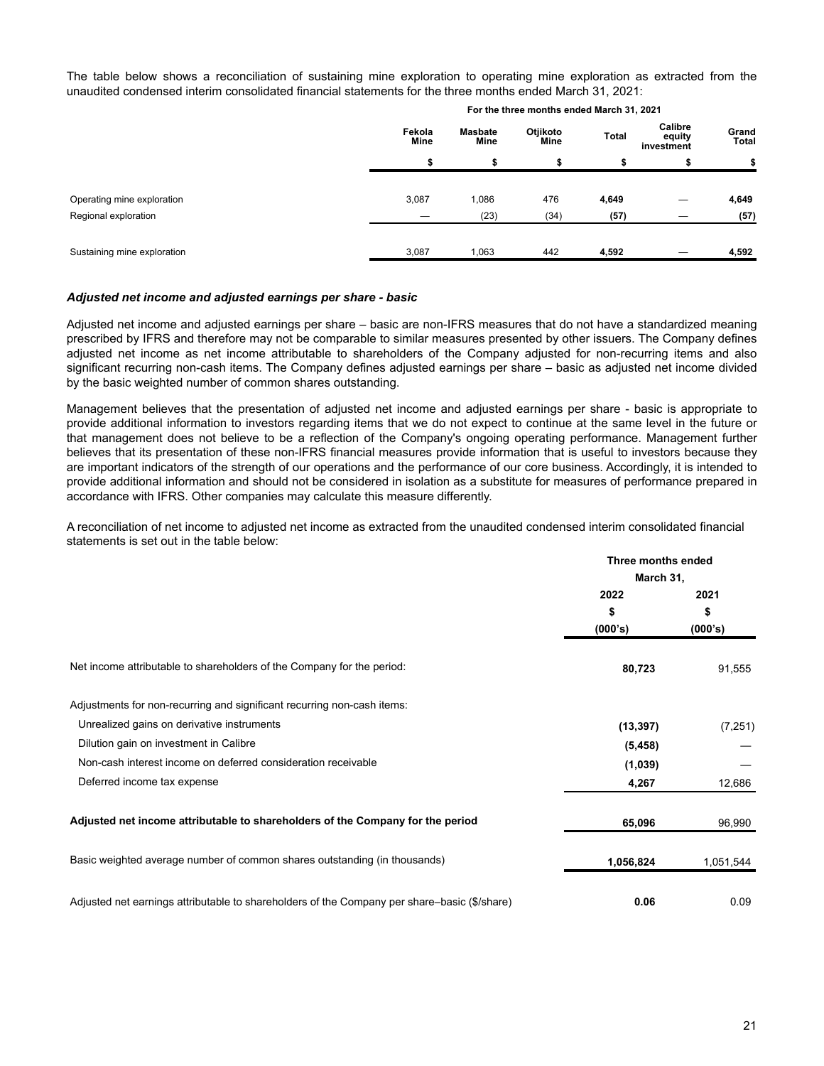The table below shows a reconciliation of sustaining mine exploration to operating mine exploration as extracted from the unaudited condensed interim consolidated financial statements for the three months ended March 31, 2021:

| | For the three months ended March 31, 2021 | | | | | |
|---|---|---|---|---|---|---|
| | Fekola Mine | Masbate Mine | Otjikoto Mine | Total | Calibre equity investment | Grand Total |
| | $ | $ | $ | $ | $ | $ |
| Operating mine exploration | 3,087 | 1,086 | 476 | **4,649** | — | **4,649** |
| Regional exploration | — | (23) | (34) | **(57)** | — | **(57)** |
| Sustaining mine exploration | 3,087 | 1,063 | 442 | **4,592** | — | **4,592** |

### *Adjusted net income and adjusted earnings per share - basic*

Adjusted net income and adjusted earnings per share – basic are non-IFRS measures that do not have a standardized meaning prescribed by IFRS and therefore may not be comparable to similar measures presented by other issuers. The Company defines adjusted net income as net income attributable to shareholders of the Company adjusted for non-recurring items and also significant recurring non-cash items. The Company defines adjusted earnings per share – basic as adjusted net income divided by the basic weighted number of common shares outstanding.

Management believes that the presentation of adjusted net income and adjusted earnings per share - basic is appropriate to provide additional information to investors regarding items that we do not expect to continue at the same level in the future or that management does not believe to be a reflection of the Company's ongoing operating performance. Management further believes that its presentation of these non-IFRS financial measures provide information that is useful to investors because they are important indicators of the strength of our operations and the performance of our core business. Accordingly, it is intended to provide additional information and should not be considered in isolation as a substitute for measures of performance prepared in accordance with IFRS. Other companies may calculate this measure differently.

A reconciliation of net income to adjusted net income as extracted from the unaudited condensed interim consolidated financial statements is set out in the table below:

| | Three months ended March 31, | |
|---|---|---|
| | 2022 | 2021 |
| | $ | $ |
| | (000's) | (000's) |
| Net income attributable to shareholders of the Company for the period: | **80,723** | 91,555 |
| Adjustments for non-recurring and significant recurring non-cash items: | | |
| Unrealized gains on derivative instruments | **(13,397)** | (7,251) |
| Dilution gain on investment in Calibre | **(5,458)** | — |
| Non-cash interest income on deferred consideration receivable | **(1,039)** | — |
| Deferred income tax expense | **4,267** | 12,686 |
| **Adjusted net income attributable to shareholders of the Company for the period** | **65,096** | 96,990 |
| Basic weighted average number of common shares outstanding (in thousands) | **1,056,824** | 1,051,544 |
| Adjusted net earnings attributable to shareholders of the Company per share–basic ($/share) | **0.06** | 0.09 |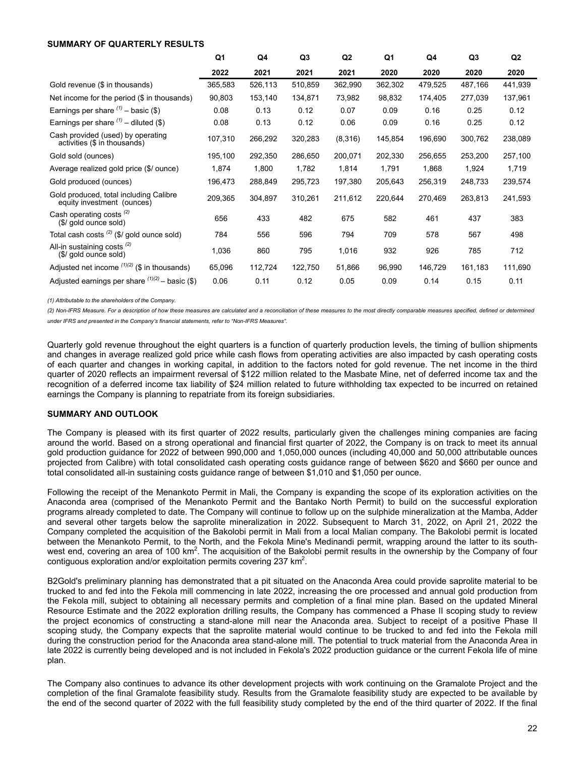**SUMMARY OF QUARTERLY RESULTS**

| | Q1 2022 | Q4 2021 | Q3 2021 | Q2 2021 | Q1 2020 | Q4 2020 | Q3 2020 | Q2 2020 |
|---|---|---|---|---|---|---|---|---|
| Gold revenue ($ in thousands) | 365,583 | 526,113 | 510,859 | 362,990 | 362,302 | 479,525 | 487,166 | 441,939 |
| Net income for the period ($ in thousands) | 90,803 | 153,140 | 134,871 | 73,982 | 98,832 | 174,405 | 277,039 | 137,961 |
| Earnings per share (1) – basic ($) | 0.08 | 0.13 | 0.12 | 0.07 | 0.09 | 0.16 | 0.25 | 0.12 |
| Earnings per share (1) – diluted ($) | 0.08 | 0.13 | 0.12 | 0.06 | 0.09 | 0.16 | 0.25 | 0.12 |
| Cash provided (used) by operating activities ($ in thousands) | 107,310 | 266,292 | 320,283 | (8,316) | 145,854 | 196,690 | 300,762 | 238,089 |
| Gold sold (ounces) | 195,100 | 292,350 | 286,650 | 200,071 | 202,330 | 256,655 | 253,200 | 257,100 |
| Average realized gold price ($/ ounce) | 1,874 | 1,800 | 1,782 | 1,814 | 1,791 | 1,868 | 1,924 | 1,719 |
| Gold produced (ounces) | 196,473 | 288,849 | 295,723 | 197,380 | 205,643 | 256,319 | 248,733 | 239,574 |
| Gold produced, total including Calibre equity investment (ounces) | 209,365 | 304,897 | 310,261 | 211,612 | 220,644 | 270,469 | 263,813 | 241,593 |
| Cash operating costs (2) ($/ gold ounce sold) | 656 | 433 | 482 | 675 | 582 | 461 | 437 | 383 |
| Total cash costs (2) ($/ gold ounce sold) | 784 | 556 | 596 | 794 | 709 | 578 | 567 | 498 |
| All-in sustaining costs (2) ($/ gold ounce sold) | 1,036 | 860 | 795 | 1,016 | 932 | 926 | 785 | 712 |
| Adjusted net income (1)(2) ($ in thousands) | 65,096 | 112,724 | 122,750 | 51,866 | 96,990 | 146,729 | 161,183 | 111,690 |
| Adjusted earnings per share (1)(2) – basic ($) | 0.06 | 0.11 | 0.12 | 0.05 | 0.09 | 0.14 | 0.15 | 0.11 |

*(1) Attributable to the shareholders of the Company.*

*(2) Non-IFRS Measure. For a description of how these measures are calculated and a reconciliation of these measures to the most directly comparable measures specified, defined or determined under IFRS and presented in the Company's financial statements, refer to "Non-IFRS Measures".*

Quarterly gold revenue throughout the eight quarters is a function of quarterly production levels, the timing of bullion shipments and changes in average realized gold price while cash flows from operating activities are also impacted by cash operating costs of each quarter and changes in working capital, in addition to the factors noted for gold revenue. The net income in the third quarter of 2020 reflects an impairment reversal of $122 million related to the Masbate Mine, net of deferred income tax and the recognition of a deferred income tax liability of $24 million related to future withholding tax expected to be incurred on retained earnings the Company is planning to repatriate from its foreign subsidiaries.

**SUMMARY AND OUTLOOK**

The Company is pleased with its first quarter of 2022 results, particularly given the challenges mining companies are facing around the world. Based on a strong operational and financial first quarter of 2022, the Company is on track to meet its annual gold production guidance for 2022 of between 990,000 and 1,050,000 ounces (including 40,000 and 50,000 attributable ounces projected from Calibre) with total consolidated cash operating costs guidance range of between $620 and $660 per ounce and total consolidated all-in sustaining costs guidance range of between $1,010 and $1,050 per ounce.

Following the receipt of the Menankoto Permit in Mali, the Company is expanding the scope of its exploration activities on the Anaconda area (comprised of the Menankoto Permit and the Bantako North Permit) to build on the successful exploration programs already completed to date. The Company will continue to follow up on the sulphide mineralization at the Mamba, Adder and several other targets below the saprolite mineralization in 2022. Subsequent to March 31, 2022, on April 21, 2022 the Company completed the acquisition of the Bakolobi permit in Mali from a local Malian company. The Bakolobi permit is located between the Menankoto Permit, to the North, and the Fekola Mine's Medinandi permit, wrapping around the latter to its south-west end, covering an area of 100 km$^2$. The acquisition of the Bakolobi permit results in the ownership by the Company of four contiguous exploration and/or exploitation permits covering 237 km$^2$.

B2Gold's preliminary planning has demonstrated that a pit situated on the Anaconda Area could provide saprolite material to be trucked to and fed into the Fekola mill commencing in late 2022, increasing the ore processed and annual gold production from the Fekola mill, subject to obtaining all necessary permits and completion of a final mine plan. Based on the updated Mineral Resource Estimate and the 2022 exploration drilling results, the Company has commenced a Phase II scoping study to review the project economics of constructing a stand-alone mill near the Anaconda area. Subject to receipt of a positive Phase II scoping study, the Company expects that the saprolite material would continue to be trucked to and fed into the Fekola mill during the construction period for the Anaconda area stand-alone mill. The potential to truck material from the Anaconda Area in late 2022 is currently being developed and is not included in Fekola's 2022 production guidance or the current Fekola life of mine plan.

The Company also continues to advance its other development projects with work continuing on the Gramalote Project and the completion of the final Gramalote feasibility study. Results from the Gramalote feasibility study are expected to be available by the end of the second quarter of 2022 with the full feasibility study completed by the end of the third quarter of 2022. If the final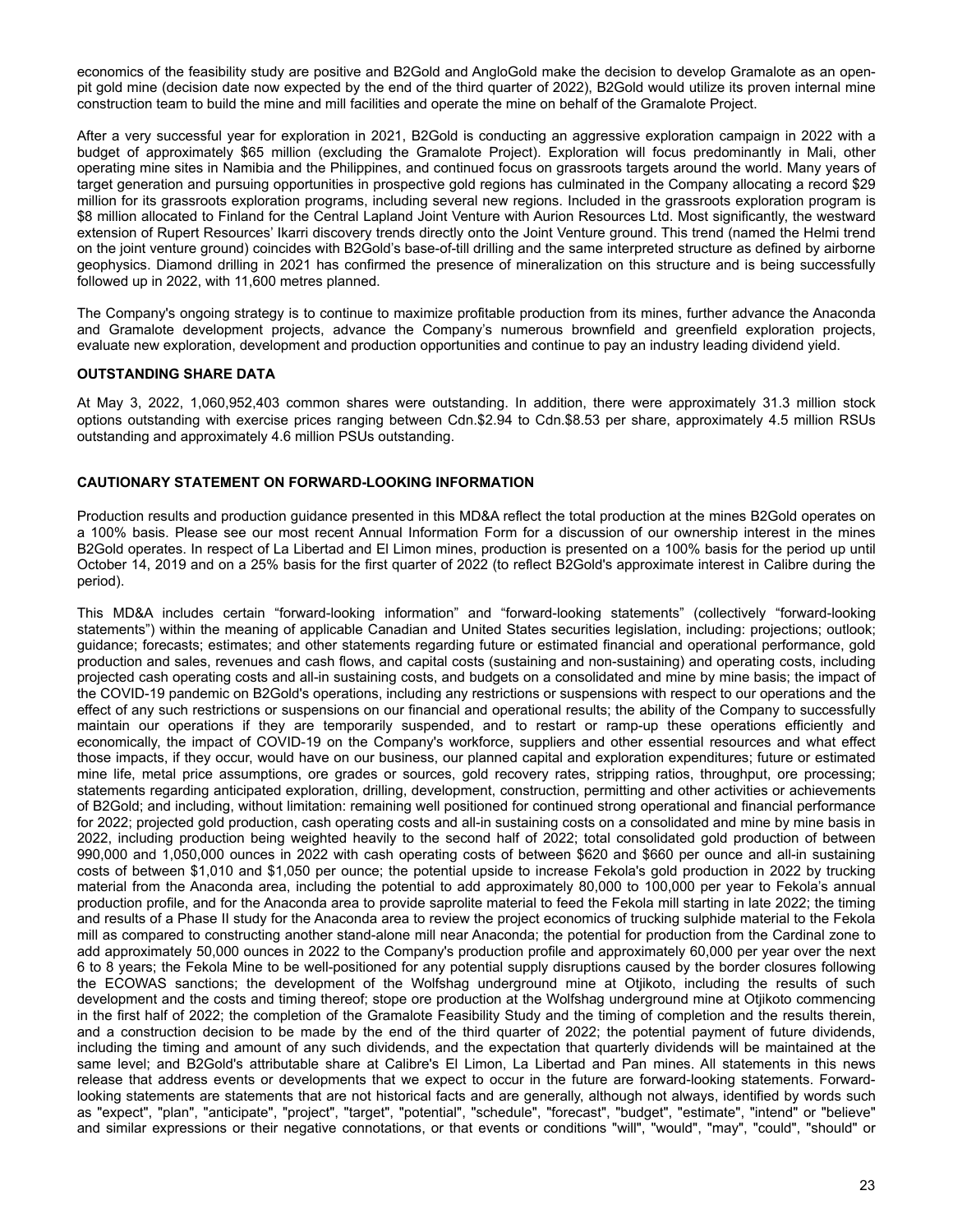economics of the feasibility study are positive and B2Gold and AngloGold make the decision to develop Gramalote as an open-pit gold mine (decision date now expected by the end of the third quarter of 2022), B2Gold would utilize its proven internal mine construction team to build the mine and mill facilities and operate the mine on behalf of the Gramalote Project.

After a very successful year for exploration in 2021, B2Gold is conducting an aggressive exploration campaign in 2022 with a budget of approximately $65 million (excluding the Gramalote Project). Exploration will focus predominantly in Mali, other operating mine sites in Namibia and the Philippines, and continued focus on grassroots targets around the world. Many years of target generation and pursuing opportunities in prospective gold regions has culminated in the Company allocating a record $29 million for its grassroots exploration programs, including several new regions. Included in the grassroots exploration program is $8 million allocated to Finland for the Central Lapland Joint Venture with Aurion Resources Ltd. Most significantly, the westward extension of Rupert Resources' Ikarri discovery trends directly onto the Joint Venture ground. This trend (named the Helmi trend on the joint venture ground) coincides with B2Gold's base-of-till drilling and the same interpreted structure as defined by airborne geophysics. Diamond drilling in 2021 has confirmed the presence of mineralization on this structure and is being successfully followed up in 2022, with 11,600 metres planned.

The Company's ongoing strategy is to continue to maximize profitable production from its mines, further advance the Anaconda and Gramalote development projects, advance the Company's numerous brownfield and greenfield exploration projects, evaluate new exploration, development and production opportunities and continue to pay an industry leading dividend yield.

## OUTSTANDING SHARE DATA

At May 3, 2022, 1,060,952,403 common shares were outstanding. In addition, there were approximately 31.3 million stock options outstanding with exercise prices ranging between Cdn.$2.94 to Cdn.$8.53 per share, approximately 4.5 million RSUs outstanding and approximately 4.6 million PSUs outstanding.

## CAUTIONARY STATEMENT ON FORWARD-LOOKING INFORMATION

Production results and production guidance presented in this MD&A reflect the total production at the mines B2Gold operates on a 100% basis. Please see our most recent Annual Information Form for a discussion of our ownership interest in the mines B2Gold operates. In respect of La Libertad and El Limon mines, production is presented on a 100% basis for the period up until October 14, 2019 and on a 25% basis for the first quarter of 2022 (to reflect B2Gold's approximate interest in Calibre during the period).

This MD&A includes certain "forward-looking information" and "forward-looking statements" (collectively "forward-looking statements") within the meaning of applicable Canadian and United States securities legislation, including: projections; outlook; guidance; forecasts; estimates; and other statements regarding future or estimated financial and operational performance, gold production and sales, revenues and cash flows, and capital costs (sustaining and non-sustaining) and operating costs, including projected cash operating costs and all-in sustaining costs, and budgets on a consolidated and mine by mine basis; the impact of the COVID-19 pandemic on B2Gold's operations, including any restrictions or suspensions with respect to our operations and the effect of any such restrictions or suspensions on our financial and operational results; the ability of the Company to successfully maintain our operations if they are temporarily suspended, and to restart or ramp-up these operations efficiently and economically, the impact of COVID-19 on the Company's workforce, suppliers and other essential resources and what effect those impacts, if they occur, would have on our business, our planned capital and exploration expenditures; future or estimated mine life, metal price assumptions, ore grades or sources, gold recovery rates, stripping ratios, throughput, ore processing; statements regarding anticipated exploration, drilling, development, construction, permitting and other activities or achievements of B2Gold; and including, without limitation: remaining well positioned for continued strong operational and financial performance for 2022; projected gold production, cash operating costs and all-in sustaining costs on a consolidated and mine by mine basis in 2022, including production being weighted heavily to the second half of 2022; total consolidated gold production of between 990,000 and 1,050,000 ounces in 2022 with cash operating costs of between $620 and $660 per ounce and all-in sustaining costs of between $1,010 and $1,050 per ounce; the potential upside to increase Fekola's gold production in 2022 by trucking material from the Anaconda area, including the potential to add approximately 80,000 to 100,000 per year to Fekola's annual production profile, and for the Anaconda area to provide saprolite material to feed the Fekola mill starting in late 2022; the timing and results of a Phase II study for the Anaconda area to review the project economics of trucking sulphide material to the Fekola mill as compared to constructing another stand-alone mill near Anaconda; the potential for production from the Cardinal zone to add approximately 50,000 ounces in 2022 to the Company's production profile and approximately 60,000 per year over the next 6 to 8 years; the Fekola Mine to be well-positioned for any potential supply disruptions caused by the border closures following the ECOWAS sanctions; the development of the Wolfshag underground mine at Otjikoto, including the results of such development and the costs and timing thereof; stope ore production at the Wolfshag underground mine at Otjikoto commencing in the first half of 2022; the completion of the Gramalote Feasibility Study and the timing of completion and the results therein, and a construction decision to be made by the end of the third quarter of 2022; the potential payment of future dividends, including the timing and amount of any such dividends, and the expectation that quarterly dividends will be maintained at the same level; and B2Gold's attributable share at Calibre's El Limon, La Libertad and Pan mines. All statements in this news release that address events or developments that we expect to occur in the future are forward-looking statements. Forward-looking statements are statements that are not historical facts and are generally, although not always, identified by words such as "expect", "plan", "anticipate", "project", "target", "potential", "schedule", "forecast", "budget", "estimate", "intend" or "believe" and similar expressions or their negative connotations, or that events or conditions "will", "would", "may", "could", "should" or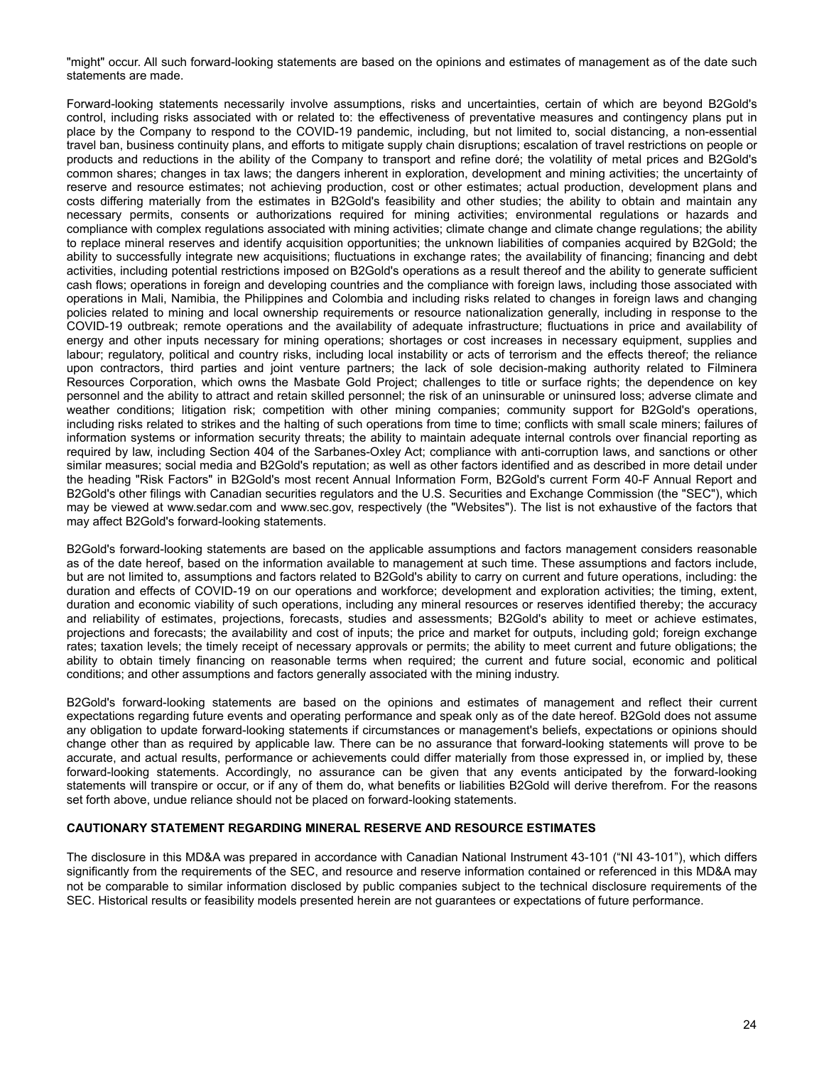"might" occur. All such forward-looking statements are based on the opinions and estimates of management as of the date such statements are made.

Forward-looking statements necessarily involve assumptions, risks and uncertainties, certain of which are beyond B2Gold's control, including risks associated with or related to: the effectiveness of preventative measures and contingency plans put in place by the Company to respond to the COVID-19 pandemic, including, but not limited to, social distancing, a non-essential travel ban, business continuity plans, and efforts to mitigate supply chain disruptions; escalation of travel restrictions on people or products and reductions in the ability of the Company to transport and refine doré; the volatility of metal prices and B2Gold's common shares; changes in tax laws; the dangers inherent in exploration, development and mining activities; the uncertainty of reserve and resource estimates; not achieving production, cost or other estimates; actual production, development plans and costs differing materially from the estimates in B2Gold's feasibility and other studies; the ability to obtain and maintain any necessary permits, consents or authorizations required for mining activities; environmental regulations or hazards and compliance with complex regulations associated with mining activities; climate change and climate change regulations; the ability to replace mineral reserves and identify acquisition opportunities; the unknown liabilities of companies acquired by B2Gold; the ability to successfully integrate new acquisitions; fluctuations in exchange rates; the availability of financing; financing and debt activities, including potential restrictions imposed on B2Gold's operations as a result thereof and the ability to generate sufficient cash flows; operations in foreign and developing countries and the compliance with foreign laws, including those associated with operations in Mali, Namibia, the Philippines and Colombia and including risks related to changes in foreign laws and changing policies related to mining and local ownership requirements or resource nationalization generally, including in response to the COVID-19 outbreak; remote operations and the availability of adequate infrastructure; fluctuations in price and availability of energy and other inputs necessary for mining operations; shortages or cost increases in necessary equipment, supplies and labour; regulatory, political and country risks, including local instability or acts of terrorism and the effects thereof; the reliance upon contractors, third parties and joint venture partners; the lack of sole decision-making authority related to Filminera Resources Corporation, which owns the Masbate Gold Project; challenges to title or surface rights; the dependence on key personnel and the ability to attract and retain skilled personnel; the risk of an uninsurable or uninsured loss; adverse climate and weather conditions; litigation risk; competition with other mining companies; community support for B2Gold's operations, including risks related to strikes and the halting of such operations from time to time; conflicts with small scale miners; failures of information systems or information security threats; the ability to maintain adequate internal controls over financial reporting as required by law, including Section 404 of the Sarbanes-Oxley Act; compliance with anti-corruption laws, and sanctions or other similar measures; social media and B2Gold's reputation; as well as other factors identified and as described in more detail under the heading "Risk Factors" in B2Gold's most recent Annual Information Form, B2Gold's current Form 40-F Annual Report and B2Gold's other filings with Canadian securities regulators and the U.S. Securities and Exchange Commission (the "SEC"), which may be viewed at www.sedar.com and www.sec.gov, respectively (the "Websites"). The list is not exhaustive of the factors that may affect B2Gold's forward-looking statements.

B2Gold's forward-looking statements are based on the applicable assumptions and factors management considers reasonable as of the date hereof, based on the information available to management at such time. These assumptions and factors include, but are not limited to, assumptions and factors related to B2Gold's ability to carry on current and future operations, including: the duration and effects of COVID-19 on our operations and workforce; development and exploration activities; the timing, extent, duration and economic viability of such operations, including any mineral resources or reserves identified thereby; the accuracy and reliability of estimates, projections, forecasts, studies and assessments; B2Gold's ability to meet or achieve estimates, projections and forecasts; the availability and cost of inputs; the price and market for outputs, including gold; foreign exchange rates; taxation levels; the timely receipt of necessary approvals or permits; the ability to meet current and future obligations; the ability to obtain timely financing on reasonable terms when required; the current and future social, economic and political conditions; and other assumptions and factors generally associated with the mining industry.

B2Gold's forward-looking statements are based on the opinions and estimates of management and reflect their current expectations regarding future events and operating performance and speak only as of the date hereof. B2Gold does not assume any obligation to update forward-looking statements if circumstances or management's beliefs, expectations or opinions should change other than as required by applicable law. There can be no assurance that forward-looking statements will prove to be accurate, and actual results, performance or achievements could differ materially from those expressed in, or implied by, these forward-looking statements. Accordingly, no assurance can be given that any events anticipated by the forward-looking statements will transpire or occur, or if any of them do, what benefits or liabilities B2Gold will derive therefrom. For the reasons set forth above, undue reliance should not be placed on forward-looking statements.

## CAUTIONARY STATEMENT REGARDING MINERAL RESERVE AND RESOURCE ESTIMATES

The disclosure in this MD&A was prepared in accordance with Canadian National Instrument 43-101 ("NI 43-101"), which differs significantly from the requirements of the SEC, and resource and reserve information contained or referenced in this MD&A may not be comparable to similar information disclosed by public companies subject to the technical disclosure requirements of the SEC. Historical results or feasibility models presented herein are not guarantees or expectations of future performance.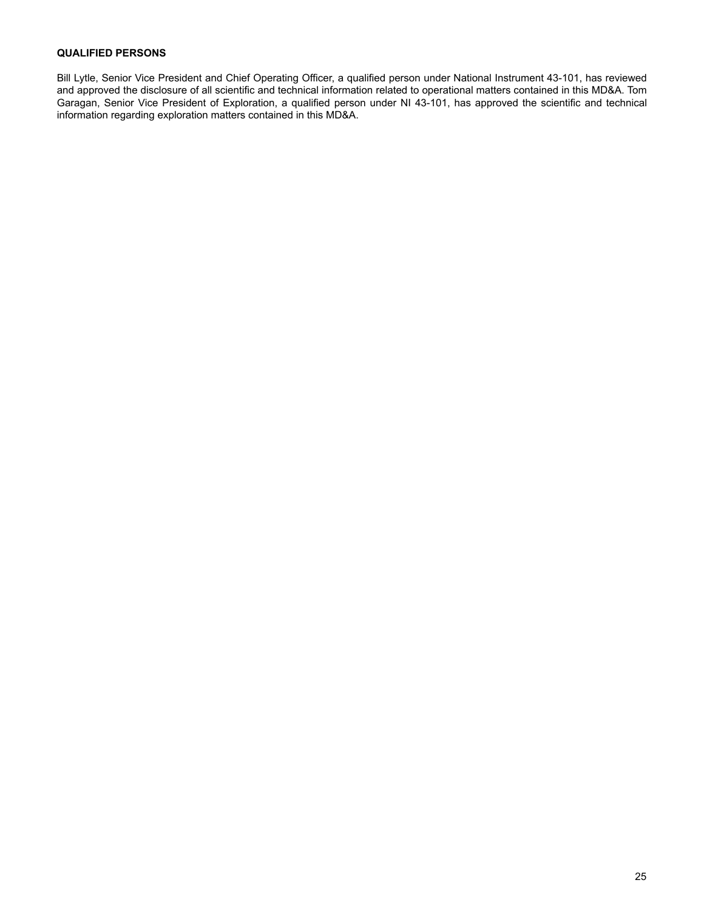**QUALIFIED PERSONS**

Bill Lytle, Senior Vice President and Chief Operating Officer, a qualified person under National Instrument 43-101, has reviewed and approved the disclosure of all scientific and technical information related to operational matters contained in this MD&A. Tom Garagan, Senior Vice President of Exploration, a qualified person under NI 43-101, has approved the scientific and technical information regarding exploration matters contained in this MD&A.